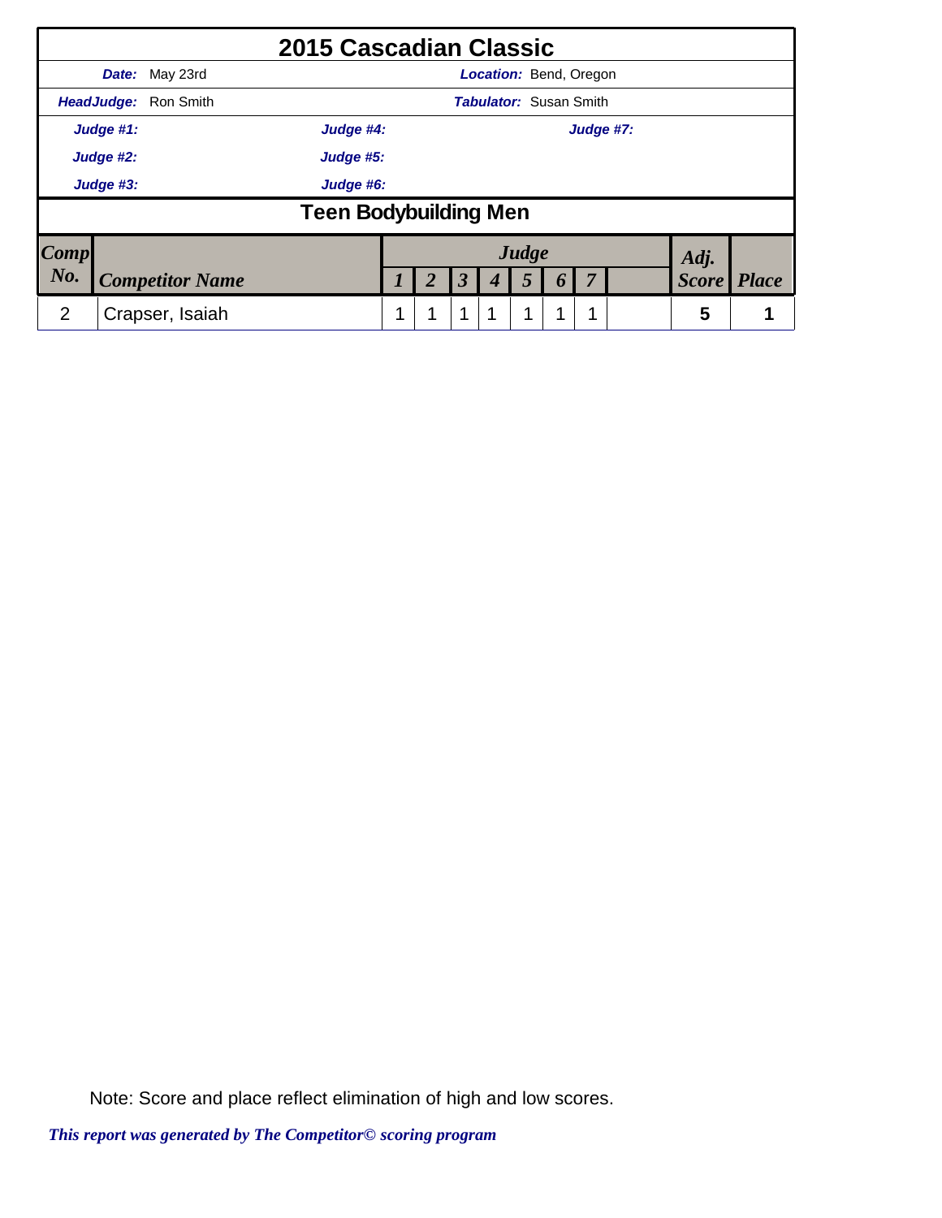# 2015 Cascadian Classic

**Date:** May 23rd **Location:** Bend, Oregon

**HeadJudge:** Ron Smith **Tabulator:** Susan Smith

**Judge #1:** **Judge #4:** **Judge #7:**

**Judge #2:** **Judge #5:**

**Judge #3:** **Judge #6:**

## Teen Bodybuilding Men

| Comp No. | Competitor Name | Judge 1 | 2 | 3 | 4 | 5 | 6 | 7 | | Adj. Score | Place |
|---|---|---|---|---|---|---|---|---|---|---|---|
| 2 | Crapser, Isaiah | 1 | 1 | 1 | 1 | 1 | 1 | 1 | | 5 | 1 |

Note: Score and place reflect elimination of high and low scores.

*This report was generated by The Competitor© scoring program*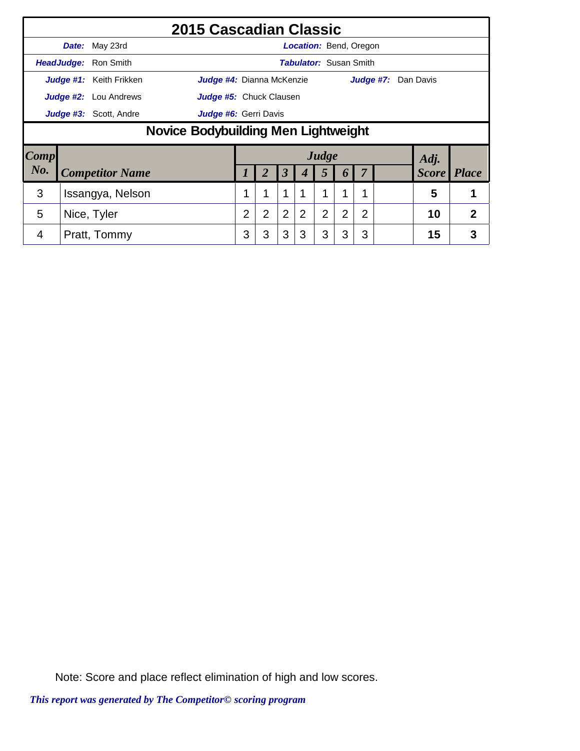# 2015 Cascadian Classic

| | | | |
|---|---|---|---|
| **Date:** May 23rd | | **Location:** Bend, Oregon | |
| **HeadJudge:** Ron Smith | | **Tabulator:** Susan Smith | |
| **Judge #1:** Keith Frikken | **Judge #4:** Dianna McKenzie | | **Judge #7:** Dan Davis |
| **Judge #2:** Lou Andrews | **Judge #5:** Chuck Clausen | | |
| **Judge #3:** Scott, Andre | **Judge #6:** Gerri Davis | | |

## Novice Bodybuilding Men Lightweight

| Comp No. | Competitor Name | Judge 1 | 2 | 3 | 4 | 5 | 6 | 7 | | Adj. Score | Place |
|---|---|---|---|---|---|---|---|---|---|---|---|
| 3 | Issangya, Nelson | 1 | 1 | 1 | 1 | 1 | 1 | 1 | | **5** | **1** |
| 5 | Nice, Tyler | 2 | 2 | 2 | 2 | 2 | 2 | 2 | | **10** | **2** |
| 4 | Pratt, Tommy | 3 | 3 | 3 | 3 | 3 | 3 | 3 | | **15** | **3** |

Note: Score and place reflect elimination of high and low scores.

*This report was generated by The Competitor© scoring program*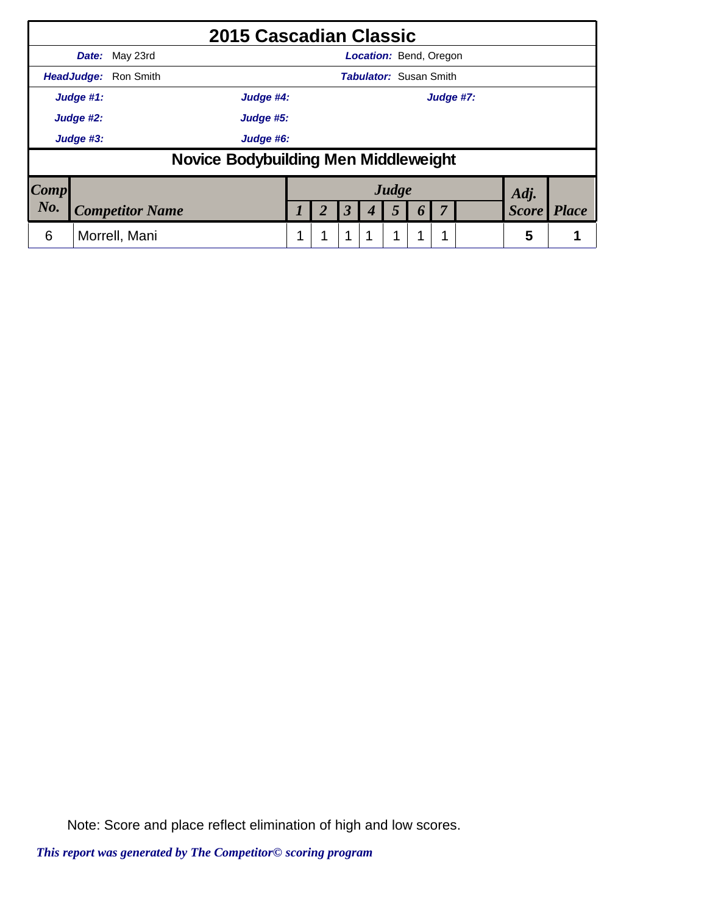# 2015 Cascadian Classic

**Date:** May 23rd **Location:** Bend, Oregon

**HeadJudge:** Ron Smith **Tabulator:** Susan Smith

**Judge #1:** **Judge #4:** **Judge #7:**

**Judge #2:** **Judge #5:**

**Judge #3:** **Judge #6:**

## Novice Bodybuilding Men Middleweight

| Comp No. | Competitor Name | Judge 1 | 2 | 3 | 4 | 5 | 6 | 7 | | Adj. Score | Place |
|---|---|---|---|---|---|---|---|---|---|---|---|
| 6 | Morrell, Mani | 1 | 1 | 1 | 1 | 1 | 1 | 1 | | 5 | 1 |

Note: Score and place reflect elimination of high and low scores.

*This report was generated by The Competitor© scoring program*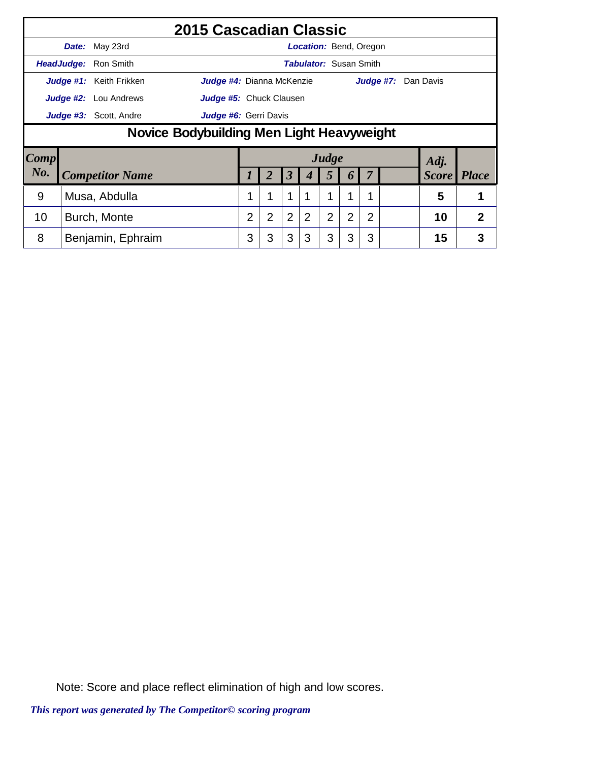# 2015 Cascadian Classic

| | |
|---|---|
| ***Date:*** May 23rd | ***Location:*** Bend, Oregon |
| ***HeadJudge:*** Ron Smith | ***Tabulator:*** Susan Smith |

***Judge #1:*** Keith Frikken — ***Judge #4:*** Dianna McKenzie — ***Judge #7:*** Dan Davis

***Judge #2:*** Lou Andrews — ***Judge #5:*** Chuck Clausen

***Judge #3:*** Scott, Andre — ***Judge #6:*** Gerri Davis

## Novice Bodybuilding Men Light Heavyweight

| *Comp No.* | *Competitor Name* | *Judge 1* | *2* | *3* | *4* | *5* | *6* | *7* | | *Adj. Score* | *Place* |
|---|---|---|---|---|---|---|---|---|---|---|---|
| 9 | Musa, Abdulla | 1 | 1 | 1 | 1 | 1 | 1 | 1 | | **5** | **1** |
| 10 | Burch, Monte | 2 | 2 | 2 | 2 | 2 | 2 | 2 | | **10** | **2** |
| 8 | Benjamin, Ephraim | 3 | 3 | 3 | 3 | 3 | 3 | 3 | | **15** | **3** |

Note: Score and place reflect elimination of high and low scores.

***This report was generated by The Competitor© scoring program***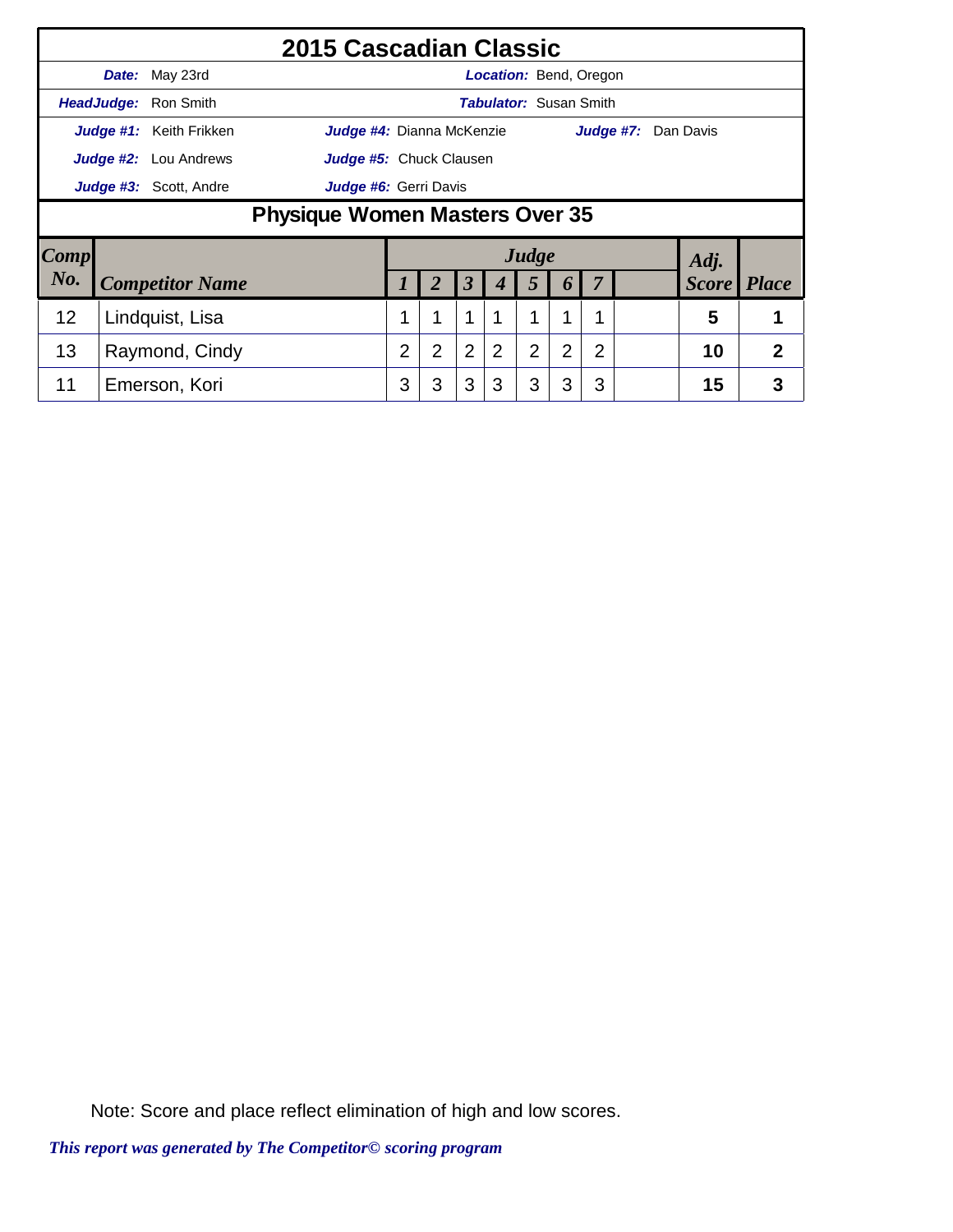# 2015 Cascadian Classic

**Date:** May 23rd **Location:** Bend, Oregon

**HeadJudge:** Ron Smith **Tabulator:** Susan Smith

**Judge #1:** Keith Frikken **Judge #4:** Dianna McKenzie **Judge #7:** Dan Davis

**Judge #2:** Lou Andrews **Judge #5:** Chuck Clausen

**Judge #3:** Scott, Andre **Judge #6:** Gerri Davis

## Physique Women Masters Over 35

| Comp No. | Competitor Name | Judge 1 | 2 | 3 | 4 | 5 | 6 | 7 | | Adj. Score | Place |
|---|---|---|---|---|---|---|---|---|---|---|---|
| 12 | Lindquist, Lisa | 1 | 1 | 1 | 1 | 1 | 1 | 1 | | **5** | **1** |
| 13 | Raymond, Cindy | 2 | 2 | 2 | 2 | 2 | 2 | 2 | | **10** | **2** |
| 11 | Emerson, Kori | 3 | 3 | 3 | 3 | 3 | 3 | 3 | | **15** | **3** |

Note: Score and place reflect elimination of high and low scores.

*This report was generated by The Competitor© scoring program*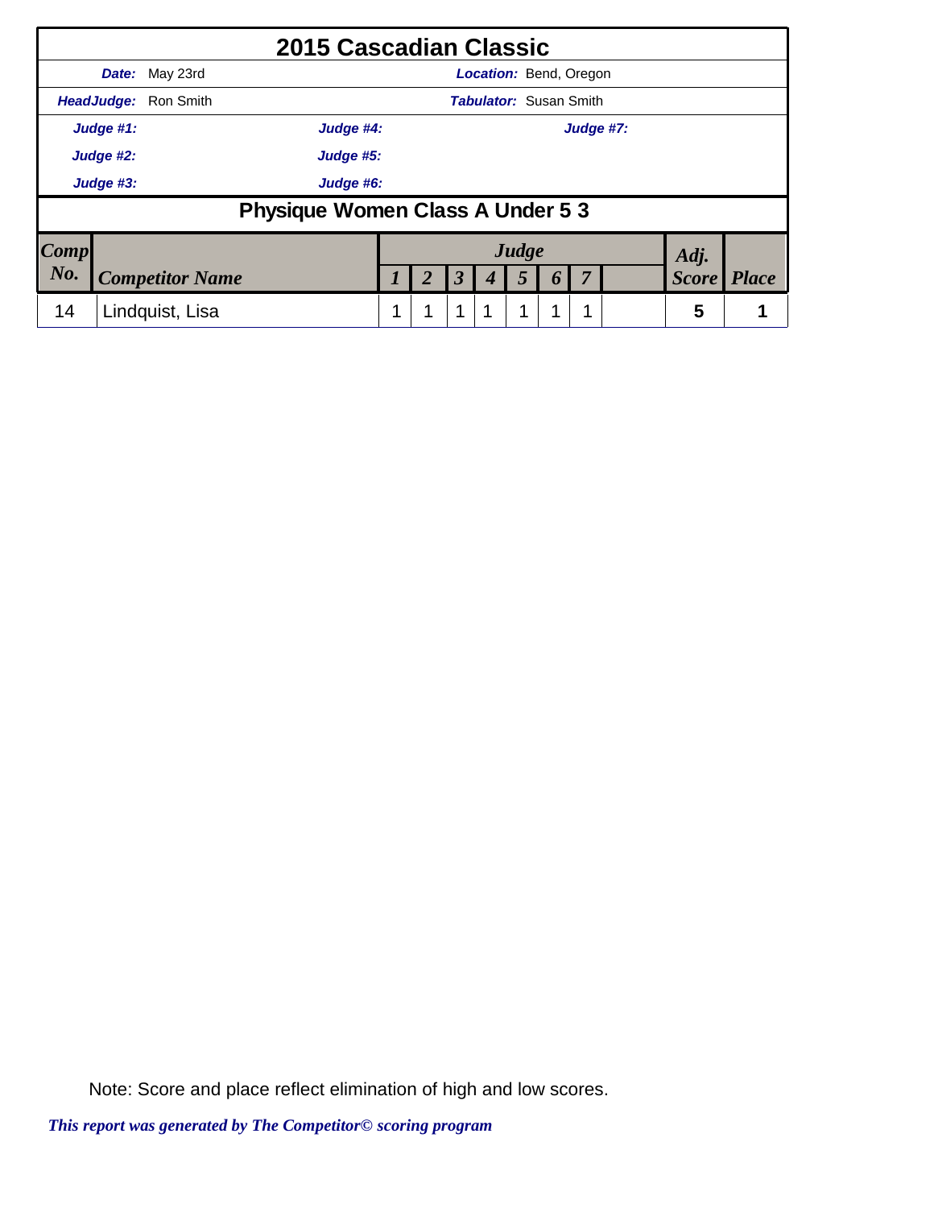# 2015 Cascadian Classic

| | | | |
|---|---|---|---|
| ***Date:*** May 23rd | | ***Location:*** Bend, Oregon | |
| ***HeadJudge:*** Ron Smith | | ***Tabulator:*** Susan Smith | |
| ***Judge #1:*** | ***Judge #4:*** | ***Judge #7:*** | |
| ***Judge #2:*** | ***Judge #5:*** | | |
| ***Judge #3:*** | ***Judge #6:*** | | |

## Physique Women Class A Under 5 3

| *Comp No.* | *Competitor Name* | *Judge 1* | *2* | *3* | *4* | *5* | *6* | *7* | | *Adj. Score* | *Place* |
|---|---|---|---|---|---|---|---|---|---|---|---|
| 14 | Lindquist, Lisa | 1 | 1 | 1 | 1 | 1 | 1 | 1 | | **5** | **1** |

Note: Score and place reflect elimination of high and low scores.

*This report was generated by The Competitor© scoring program*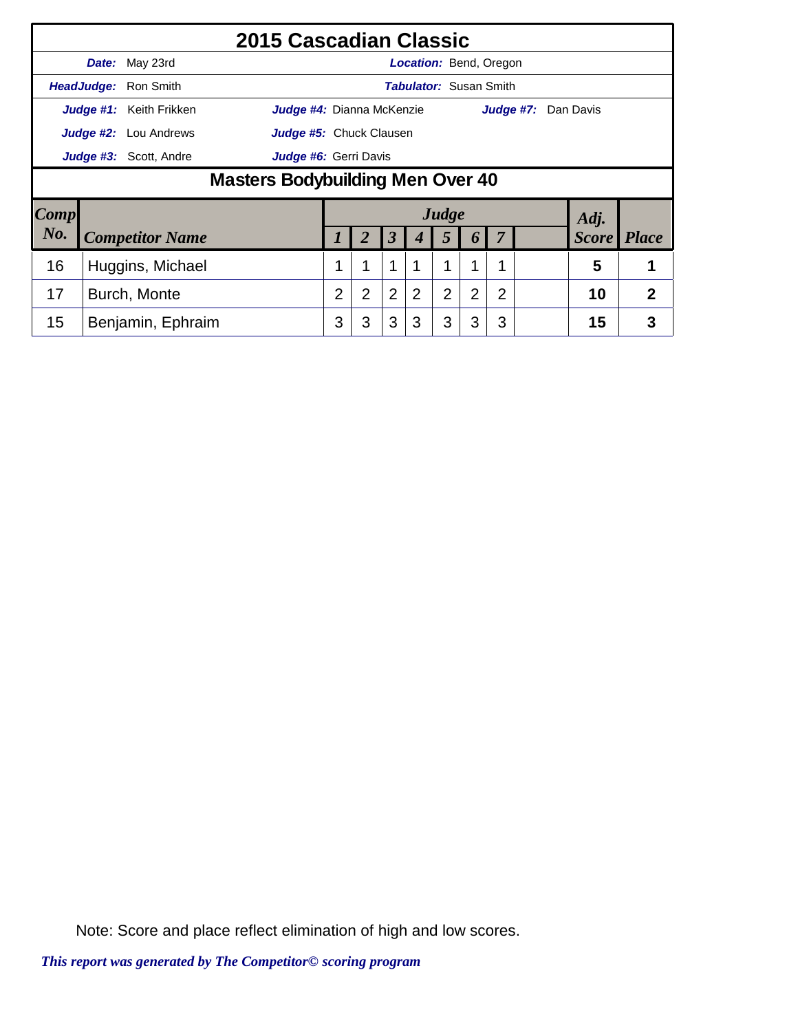# 2015 Cascadian Classic

**Date:** May 23rd **Location:** Bend, Oregon

**HeadJudge:** Ron Smith **Tabulator:** Susan Smith

**Judge #1:** Keith Frikken **Judge #4:** Dianna McKenzie **Judge #7:** Dan Davis

**Judge #2:** Lou Andrews **Judge #5:** Chuck Clausen

**Judge #3:** Scott, Andre **Judge #6:** Gerri Davis

## Masters Bodybuilding Men Over 40

| Comp No. | Competitor Name | Judge 1 | 2 | 3 | 4 | 5 | 6 | 7 | | Adj. Score | Place |
|---|---|---|---|---|---|---|---|---|---|---|---|
| 16 | Huggins, Michael | 1 | 1 | 1 | 1 | 1 | 1 | 1 | | 5 | 1 |
| 17 | Burch, Monte | 2 | 2 | 2 | 2 | 2 | 2 | 2 | | 10 | 2 |
| 15 | Benjamin, Ephraim | 3 | 3 | 3 | 3 | 3 | 3 | 3 | | 15 | 3 |

Note: Score and place reflect elimination of high and low scores.

*This report was generated by The Competitor© scoring program*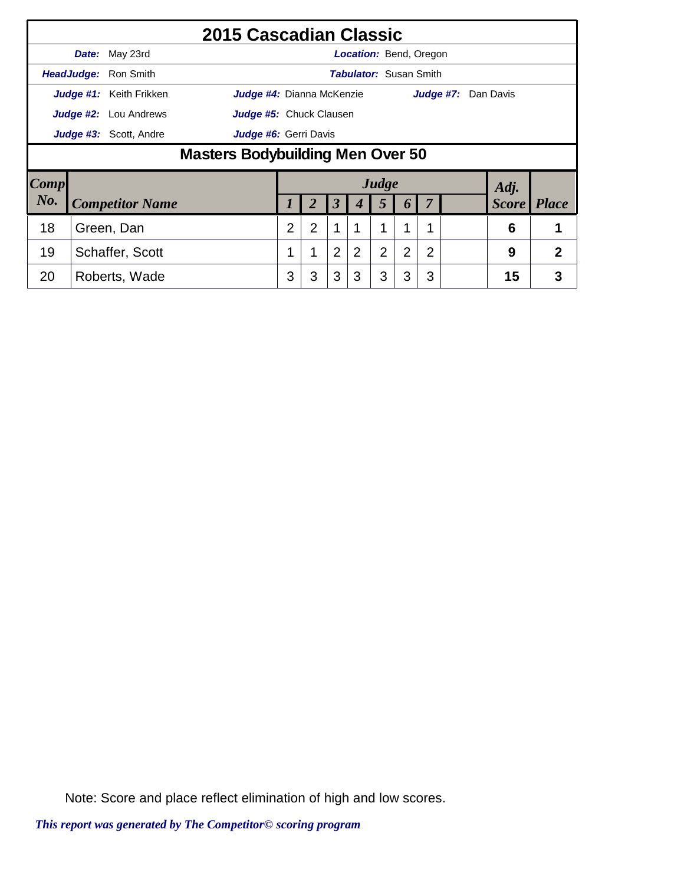# 2015 Cascadian Classic

**Date:** May 23rd  **Location:** Bend, Oregon

**HeadJudge:** Ron Smith  **Tabulator:** Susan Smith

**Judge #1:** Keith Frikken  **Judge #4:** Dianna McKenzie  **Judge #7:** Dan Davis

**Judge #2:** Lou Andrews  **Judge #5:** Chuck Clausen

**Judge #3:** Scott, Andre  **Judge #6:** Gerri Davis

## Masters Bodybuilding Men Over 50

| Comp No. | Competitor Name | Judge 1 | 2 | 3 | 4 | 5 | 6 | 7 | | Adj. Score | Place |
|---|---|---|---|---|---|---|---|---|---|---|---|
| 18 | Green, Dan | 2 | 2 | 1 | 1 | 1 | 1 | 1 | | **6** | **1** |
| 19 | Schaffer, Scott | 1 | 1 | 2 | 2 | 2 | 2 | 2 | | **9** | **2** |
| 20 | Roberts, Wade | 3 | 3 | 3 | 3 | 3 | 3 | 3 | | **15** | **3** |

Note: Score and place reflect elimination of high and low scores.

*This report was generated by The Competitor© scoring program*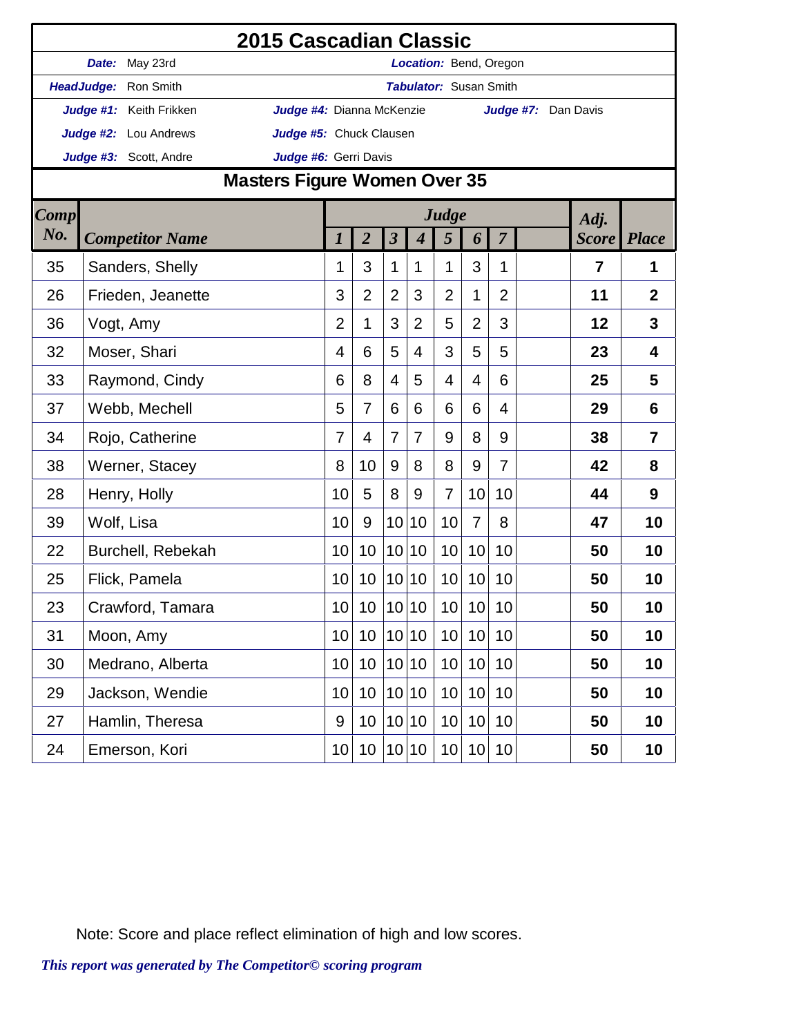# 2015 Cascadian Classic

| | | | |
|---|---|---|---|
| ***Date:*** May 23rd | | ***Location:*** Bend, Oregon | |
| ***HeadJudge:*** Ron Smith | | ***Tabulator:*** Susan Smith | |
| ***Judge #1:*** Keith Frikken | ***Judge #4:*** Dianna McKenzie | | ***Judge #7:*** Dan Davis |
| ***Judge #2:*** Lou Andrews | ***Judge #5:*** Chuck Clausen | | |
| ***Judge #3:*** Scott, Andre | ***Judge #6:*** Gerri Davis | | |

## Masters Figure Women Over 35

| *Comp No.* | *Competitor Name* | *Judge* 1 | 2 | 3 | 4 | 5 | 6 | 7 | | *Adj. Score* | *Place* |
|---|---|---|---|---|---|---|---|---|---|---|---|
| 35 | Sanders, Shelly | 1 | 3 | 1 | 1 | 1 | 3 | 1 | | **7** | **1** |
| 26 | Frieden, Jeanette | 3 | 2 | 2 | 3 | 2 | 1 | 2 | | **11** | **2** |
| 36 | Vogt, Amy | 2 | 1 | 3 | 2 | 5 | 2 | 3 | | **12** | **3** |
| 32 | Moser, Shari | 4 | 6 | 5 | 4 | 3 | 5 | 5 | | **23** | **4** |
| 33 | Raymond, Cindy | 6 | 8 | 4 | 5 | 4 | 4 | 6 | | **25** | **5** |
| 37 | Webb, Mechell | 5 | 7 | 6 | 6 | 6 | 6 | 4 | | **29** | **6** |
| 34 | Rojo, Catherine | 7 | 4 | 7 | 7 | 9 | 8 | 9 | | **38** | **7** |
| 38 | Werner, Stacey | 8 | 10 | 9 | 8 | 8 | 9 | 7 | | **42** | **8** |
| 28 | Henry, Holly | 10 | 5 | 8 | 9 | 7 | 10 | 10 | | **44** | **9** |
| 39 | Wolf, Lisa | 10 | 9 | 10 | 10 | 10 | 7 | 8 | | **47** | **10** |
| 22 | Burchell, Rebekah | 10 | 10 | 10 | 10 | 10 | 10 | 10 | | **50** | **10** |
| 25 | Flick, Pamela | 10 | 10 | 10 | 10 | 10 | 10 | 10 | | **50** | **10** |
| 23 | Crawford, Tamara | 10 | 10 | 10 | 10 | 10 | 10 | 10 | | **50** | **10** |
| 31 | Moon, Amy | 10 | 10 | 10 | 10 | 10 | 10 | 10 | | **50** | **10** |
| 30 | Medrano, Alberta | 10 | 10 | 10 | 10 | 10 | 10 | 10 | | **50** | **10** |
| 29 | Jackson, Wendie | 10 | 10 | 10 | 10 | 10 | 10 | 10 | | **50** | **10** |
| 27 | Hamlin, Theresa | 9 | 10 | 10 | 10 | 10 | 10 | 10 | | **50** | **10** |
| 24 | Emerson, Kori | 10 | 10 | 10 | 10 | 10 | 10 | 10 | | **50** | **10** |

Note: Score and place reflect elimination of high and low scores.

***This report was generated by The Competitor© scoring program***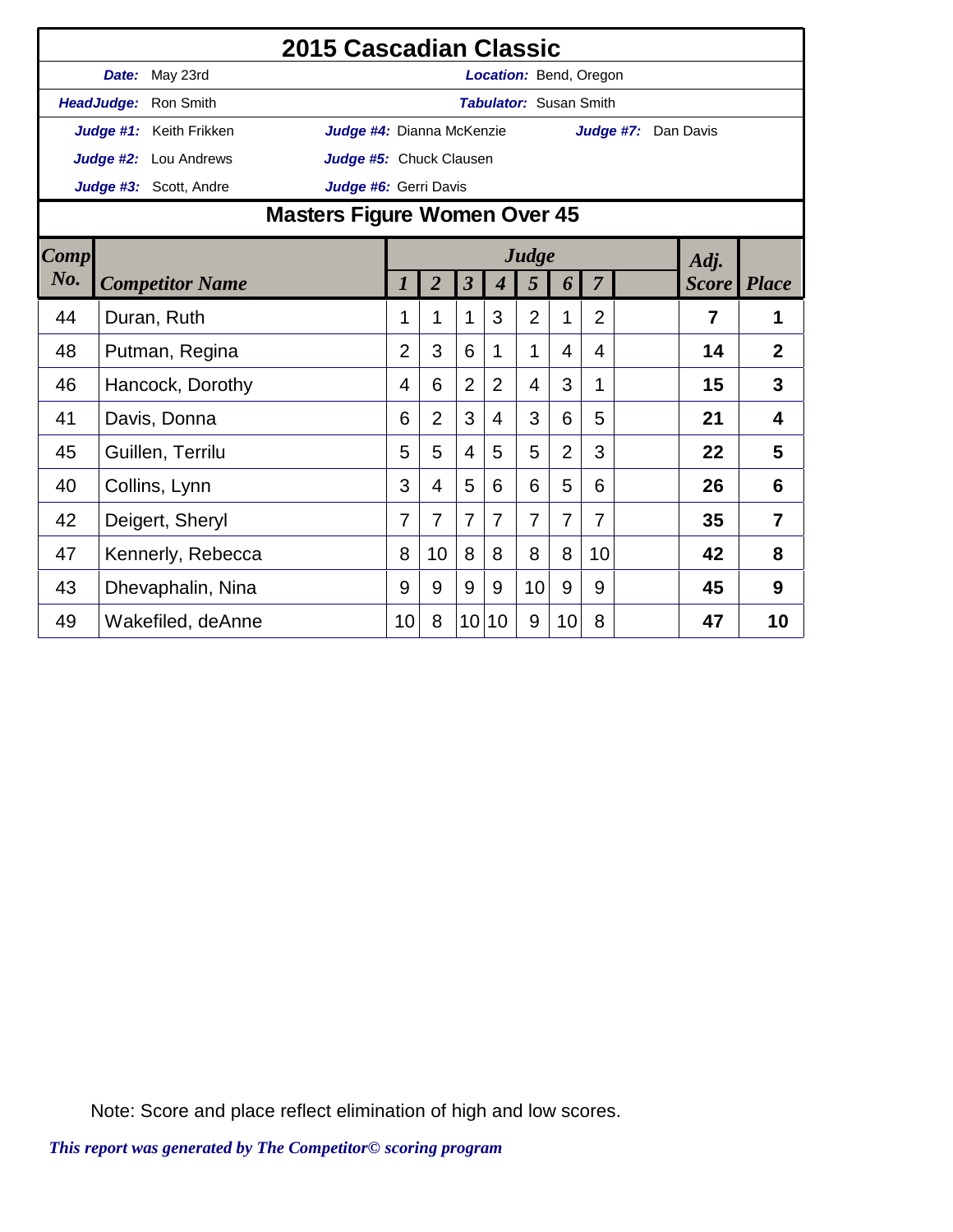# 2015 Cascadian Classic

**Date:** May 23rd | **Location:** Bend, Oregon

**HeadJudge:** Ron Smith | **Tabulator:** Susan Smith

**Judge #1:** Keith Frikken | **Judge #4:** Dianna McKenzie | **Judge #7:** Dan Davis

**Judge #2:** Lou Andrews | **Judge #5:** Chuck Clausen

**Judge #3:** Scott, Andre | **Judge #6:** Gerri Davis

## Masters Figure Women Over 45

| Comp No. | Competitor Name | Judge 1 | 2 | 3 | 4 | 5 | 6 | 7 | | Adj. Score | Place |
|---|---|---|---|---|---|---|---|---|---|---|---|
| 44 | Duran, Ruth | 1 | 1 | 1 | 3 | 2 | 1 | 2 | | **7** | **1** |
| 48 | Putman, Regina | 2 | 3 | 6 | 1 | 1 | 4 | 4 | | **14** | **2** |
| 46 | Hancock, Dorothy | 4 | 6 | 2 | 2 | 4 | 3 | 1 | | **15** | **3** |
| 41 | Davis, Donna | 6 | 2 | 3 | 4 | 3 | 6 | 5 | | **21** | **4** |
| 45 | Guillen, Terrilu | 5 | 5 | 4 | 5 | 5 | 2 | 3 | | **22** | **5** |
| 40 | Collins, Lynn | 3 | 4 | 5 | 6 | 6 | 5 | 6 | | **26** | **6** |
| 42 | Deigert, Sheryl | 7 | 7 | 7 | 7 | 7 | 7 | 7 | | **35** | **7** |
| 47 | Kennerly, Rebecca | 8 | 10 | 8 | 8 | 8 | 8 | 10 | | **42** | **8** |
| 43 | Dhevaphalin, Nina | 9 | 9 | 9 | 9 | 10 | 9 | 9 | | **45** | **9** |
| 49 | Wakefiled, deAnne | 10 | 8 | 10 | 10 | 9 | 10 | 8 | | **47** | **10** |

Note: Score and place reflect elimination of high and low scores.

*This report was generated by The Competitor© scoring program*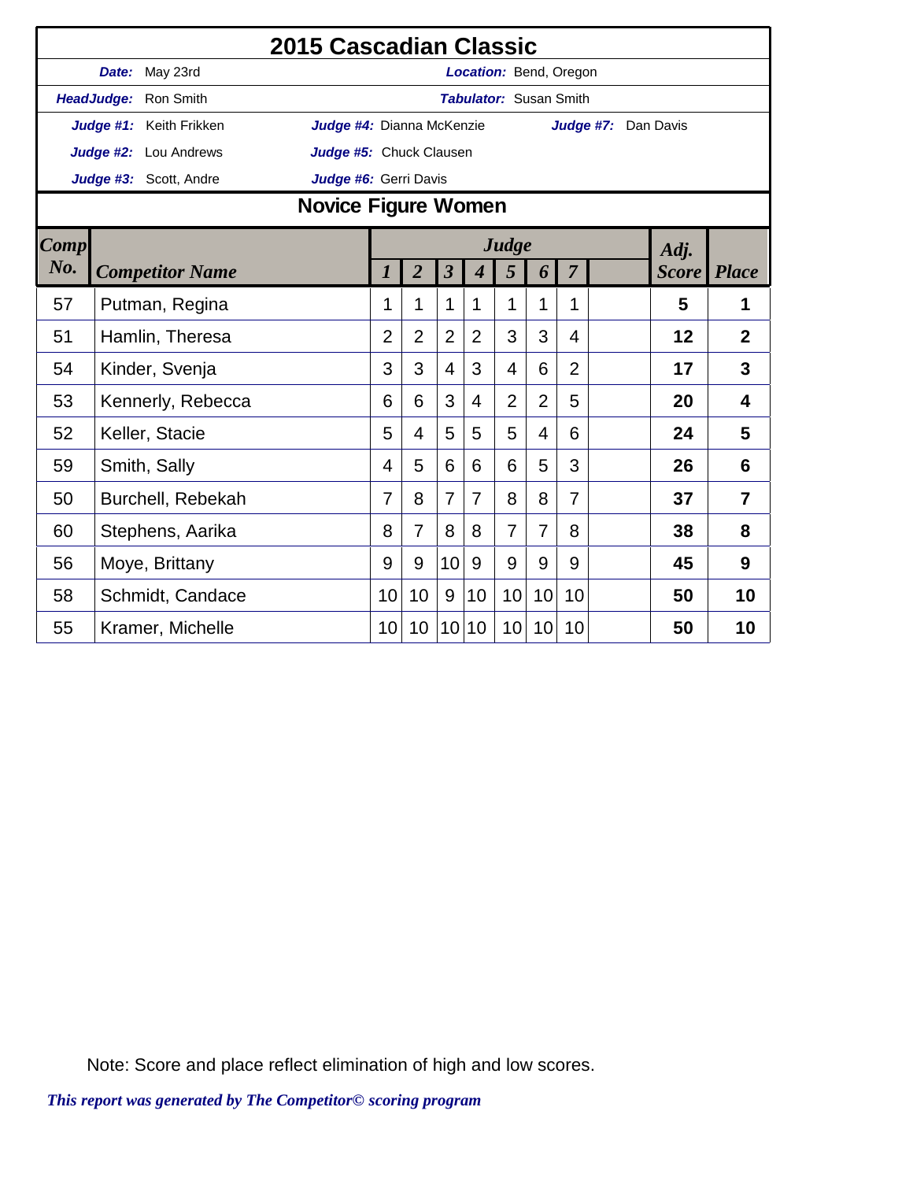# 2015 Cascadian Classic

| | | | |
|---|---|---|---|
| ***Date:*** May 23rd | | ***Location:*** Bend, Oregon | |
| ***HeadJudge:*** Ron Smith | | ***Tabulator:*** Susan Smith | |
| ***Judge #1:*** Keith Frikken | ***Judge #4:*** Dianna McKenzie | ***Judge #7:*** Dan Davis | |
| ***Judge #2:*** Lou Andrews | ***Judge #5:*** Chuck Clausen | | |
| ***Judge #3:*** Scott, Andre | ***Judge #6:*** Gerri Davis | | |

## Novice Figure Women

| Comp No. | Competitor Name | Judge 1 | 2 | 3 | 4 | 5 | 6 | 7 | | Adj. Score | Place |
|---|---|---|---|---|---|---|---|---|---|---|---|
| 57 | Putman, Regina | 1 | 1 | 1 | 1 | 1 | 1 | 1 | | **5** | **1** |
| 51 | Hamlin, Theresa | 2 | 2 | 2 | 2 | 3 | 3 | 4 | | **12** | **2** |
| 54 | Kinder, Svenja | 3 | 3 | 4 | 3 | 4 | 6 | 2 | | **17** | **3** |
| 53 | Kennerly, Rebecca | 6 | 6 | 3 | 4 | 2 | 2 | 5 | | **20** | **4** |
| 52 | Keller, Stacie | 5 | 4 | 5 | 5 | 5 | 4 | 6 | | **24** | **5** |
| 59 | Smith, Sally | 4 | 5 | 6 | 6 | 6 | 5 | 3 | | **26** | **6** |
| 50 | Burchell, Rebekah | 7 | 8 | 7 | 7 | 8 | 8 | 7 | | **37** | **7** |
| 60 | Stephens, Aarika | 8 | 7 | 8 | 8 | 7 | 7 | 8 | | **38** | **8** |
| 56 | Moye, Brittany | 9 | 9 | 10 | 9 | 9 | 9 | 9 | | **45** | **9** |
| 58 | Schmidt, Candace | 10 | 10 | 9 | 10 | 10 | 10 | 10 | | **50** | **10** |
| 55 | Kramer, Michelle | 10 | 10 | 10 | 10 | 10 | 10 | 10 | | **50** | **10** |

Note: Score and place reflect elimination of high and low scores.

*This report was generated by The Competitor© scoring program*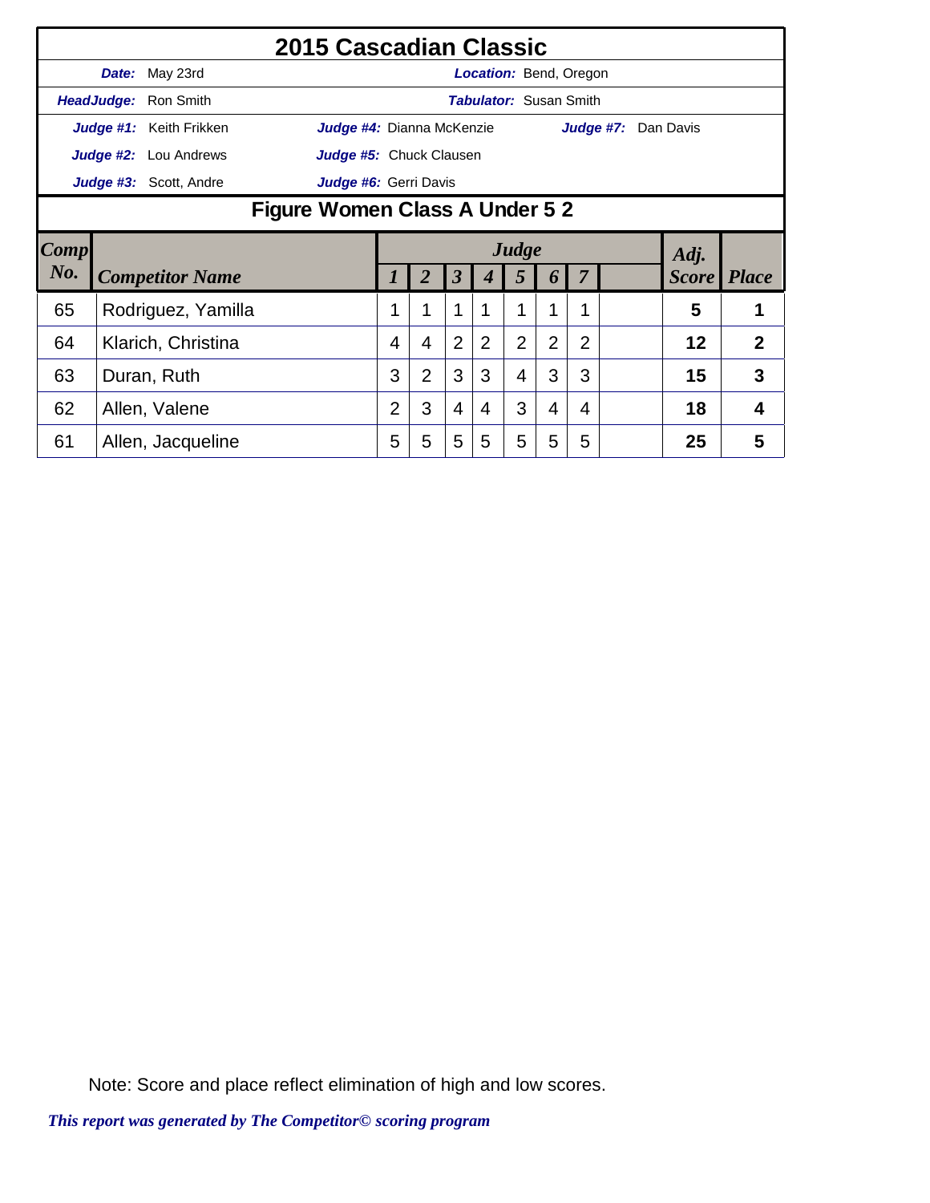# 2015 Cascadian Classic

**Date:** May 23rd | **Location:** Bend, Oregon

**HeadJudge:** Ron Smith | **Tabulator:** Susan Smith

**Judge #1:** Keith Frikken | **Judge #4:** Dianna McKenzie | **Judge #7:** Dan Davis

**Judge #2:** Lou Andrews | **Judge #5:** Chuck Clausen

**Judge #3:** Scott, Andre | **Judge #6:** Gerri Davis

## Figure Women Class A Under 5 2

| Comp No. | Competitor Name | Judge 1 | 2 | 3 | 4 | 5 | 6 | 7 | | Adj. Score | Place |
|---|---|---|---|---|---|---|---|---|---|---|---|
| 65 | Rodriguez, Yamilla | 1 | 1 | 1 | 1 | 1 | 1 | 1 | | **5** | **1** |
| 64 | Klarich, Christina | 4 | 4 | 2 | 2 | 2 | 2 | 2 | | **12** | **2** |
| 63 | Duran, Ruth | 3 | 2 | 3 | 3 | 4 | 3 | 3 | | **15** | **3** |
| 62 | Allen, Valene | 2 | 3 | 4 | 4 | 3 | 4 | 4 | | **18** | **4** |
| 61 | Allen, Jacqueline | 5 | 5 | 5 | 5 | 5 | 5 | 5 | | **25** | **5** |

Note: Score and place reflect elimination of high and low scores.

*This report was generated by The Competitor© scoring program*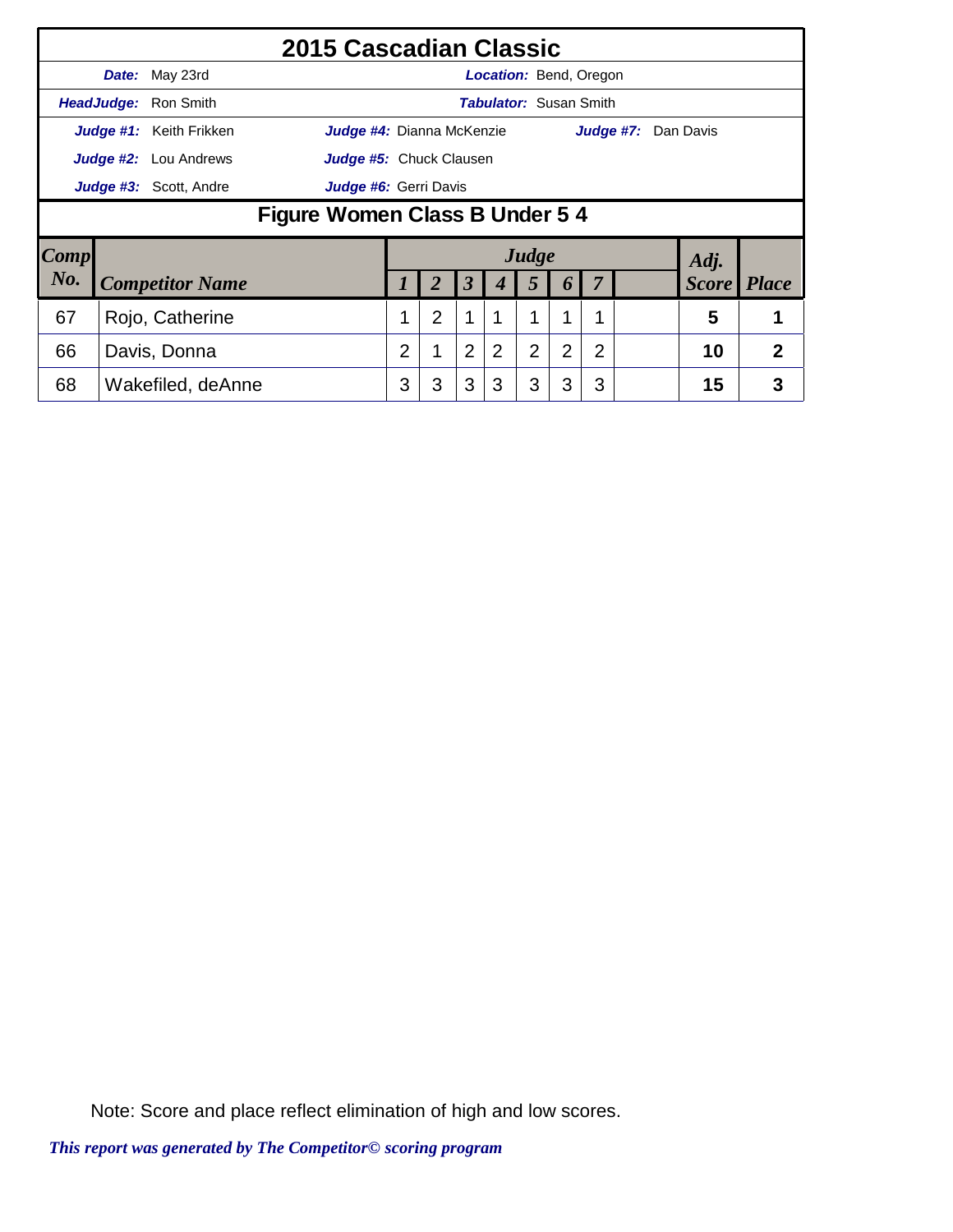# 2015 Cascadian Classic

| | | | |
|---|---|---|---|
| ***Date:*** May 23rd | | ***Location:*** Bend, Oregon | |
| ***HeadJudge:*** Ron Smith | | ***Tabulator:*** Susan Smith | |
| ***Judge #1:*** Keith Frikken | ***Judge #4:*** Dianna McKenzie | ***Judge #7:*** Dan Davis | |
| ***Judge #2:*** Lou Andrews | ***Judge #5:*** Chuck Clausen | | |
| ***Judge #3:*** Scott, Andre | ***Judge #6:*** Gerri Davis | | |

## Figure Women Class B Under 5 4

| Comp No. | Competitor Name | Judge 1 | 2 | 3 | 4 | 5 | 6 | 7 | | Adj. Score | Place |
|---|---|---|---|---|---|---|---|---|---|---|---|
| 67 | Rojo, Catherine | 1 | 2 | 1 | 1 | 1 | 1 | 1 | | **5** | **1** |
| 66 | Davis, Donna | 2 | 1 | 2 | 2 | 2 | 2 | 2 | | **10** | **2** |
| 68 | Wakefiled, deAnne | 3 | 3 | 3 | 3 | 3 | 3 | 3 | | **15** | **3** |

Note: Score and place reflect elimination of high and low scores.

***This report was generated by The Competitor© scoring program***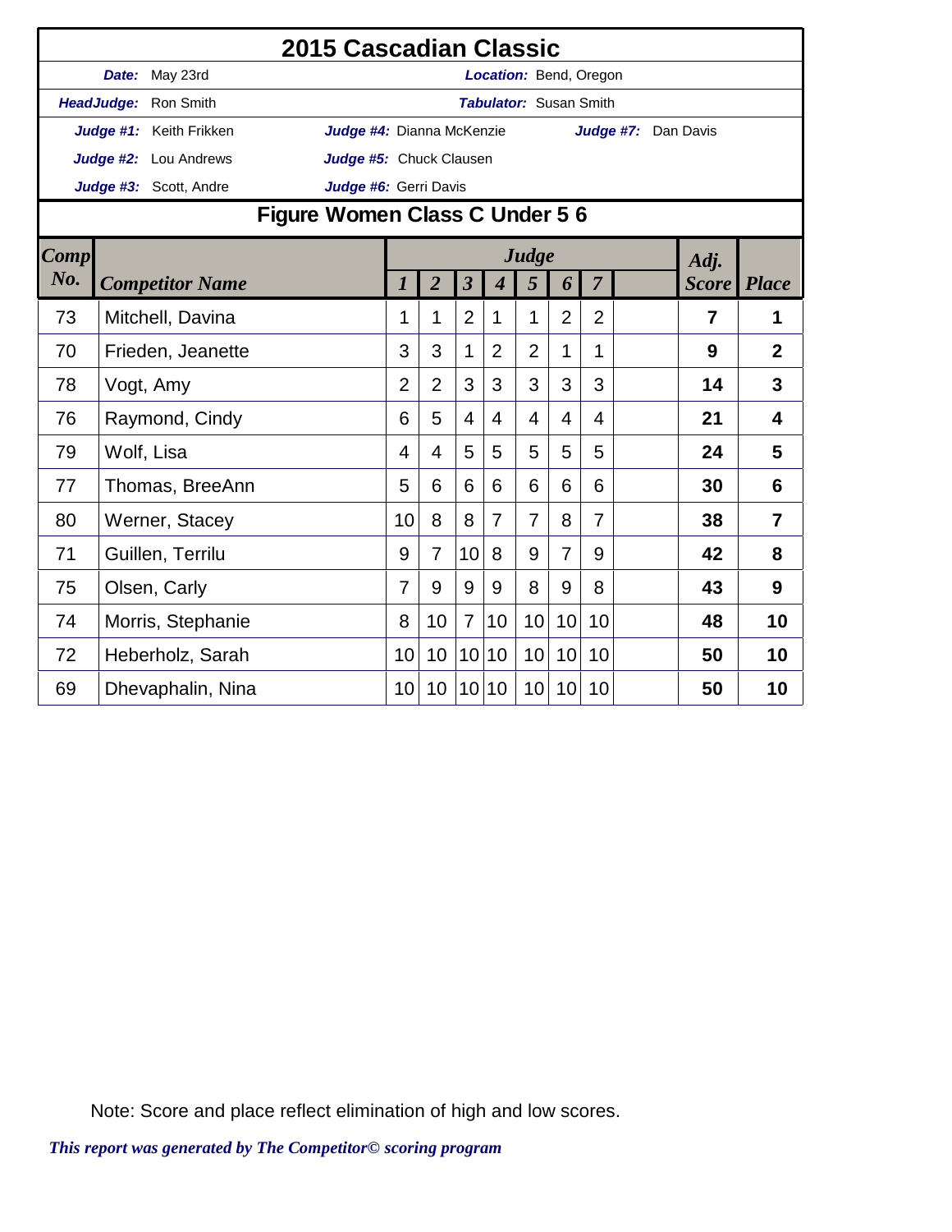# 2015 Cascadian Classic

***Date:*** May 23rd    ***Location:*** Bend, Oregon

***HeadJudge:*** Ron Smith    ***Tabulator:*** Susan Smith

***Judge #1:*** Keith Frikken    ***Judge #4:*** Dianna McKenzie    ***Judge #7:*** Dan Davis

***Judge #2:*** Lou Andrews    ***Judge #5:*** Chuck Clausen

***Judge #3:*** Scott, Andre    ***Judge #6:*** Gerri Davis

## Figure Women Class C Under 5 6

| Comp No. | Competitor Name | Judge 1 | 2 | 3 | 4 | 5 | 6 | 7 | | Adj. Score | Place |
|---|---|---|---|---|---|---|---|---|---|---|---|
| 73 | Mitchell, Davina | 1 | 1 | 2 | 1 | 1 | 2 | 2 | | **7** | **1** |
| 70 | Frieden, Jeanette | 3 | 3 | 1 | 2 | 2 | 1 | 1 | | **9** | **2** |
| 78 | Vogt, Amy | 2 | 2 | 3 | 3 | 3 | 3 | 3 | | **14** | **3** |
| 76 | Raymond, Cindy | 6 | 5 | 4 | 4 | 4 | 4 | 4 | | **21** | **4** |
| 79 | Wolf, Lisa | 4 | 4 | 5 | 5 | 5 | 5 | 5 | | **24** | **5** |
| 77 | Thomas, BreeAnn | 5 | 6 | 6 | 6 | 6 | 6 | 6 | | **30** | **6** |
| 80 | Werner, Stacey | 10 | 8 | 8 | 7 | 7 | 8 | 7 | | **38** | **7** |
| 71 | Guillen, Terrilu | 9 | 7 | 10 | 8 | 9 | 7 | 9 | | **42** | **8** |
| 75 | Olsen, Carly | 7 | 9 | 9 | 9 | 8 | 9 | 8 | | **43** | **9** |
| 74 | Morris, Stephanie | 8 | 10 | 7 | 10 | 10 | 10 | 10 | | **48** | **10** |
| 72 | Heberholz, Sarah | 10 | 10 | 10 | 10 | 10 | 10 | 10 | | **50** | **10** |
| 69 | Dhevaphalin, Nina | 10 | 10 | 10 | 10 | 10 | 10 | 10 | | **50** | **10** |

Note: Score and place reflect elimination of high and low scores.

***This report was generated by The Competitor© scoring program***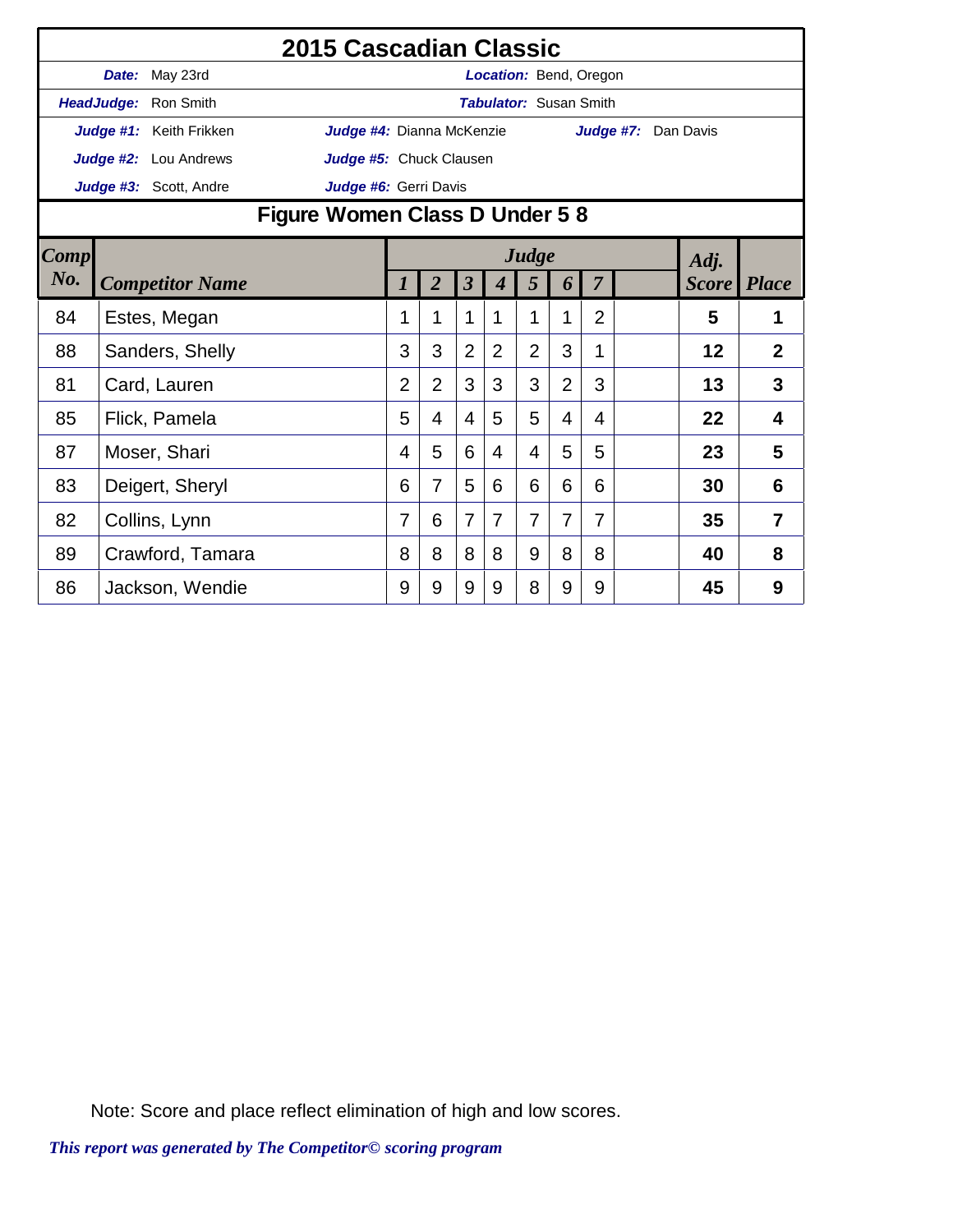# 2015 Cascadian Classic

**Date:** May 23rd
**Location:** Bend, Oregon

**HeadJudge:** Ron Smith
**Tabulator:** Susan Smith

**Judge #1:** Keith Frikken
**Judge #2:** Lou Andrews
**Judge #3:** Scott, Andre
**Judge #4:** Dianna McKenzie
**Judge #5:** Chuck Clausen
**Judge #6:** Gerri Davis
**Judge #7:** Dan Davis

## Figure Women Class D Under 5 8

| Comp No. | Competitor Name | Judge 1 | 2 | 3 | 4 | 5 | 6 | 7 | | Adj. Score | Place |
|---|---|---|---|---|---|---|---|---|---|---|---|
| 84 | Estes, Megan | 1 | 1 | 1 | 1 | 1 | 1 | 2 | | **5** | **1** |
| 88 | Sanders, Shelly | 3 | 3 | 2 | 2 | 2 | 3 | 1 | | **12** | **2** |
| 81 | Card, Lauren | 2 | 2 | 3 | 3 | 3 | 2 | 3 | | **13** | **3** |
| 85 | Flick, Pamela | 5 | 4 | 4 | 5 | 5 | 4 | 4 | | **22** | **4** |
| 87 | Moser, Shari | 4 | 5 | 6 | 4 | 4 | 5 | 5 | | **23** | **5** |
| 83 | Deigert, Sheryl | 6 | 7 | 5 | 6 | 6 | 6 | 6 | | **30** | **6** |
| 82 | Collins, Lynn | 7 | 6 | 7 | 7 | 7 | 7 | 7 | | **35** | **7** |
| 89 | Crawford, Tamara | 8 | 8 | 8 | 8 | 9 | 8 | 8 | | **40** | **8** |
| 86 | Jackson, Wendie | 9 | 9 | 9 | 9 | 8 | 9 | 9 | | **45** | **9** |

Note: Score and place reflect elimination of high and low scores.

*This report was generated by The Competitor© scoring program*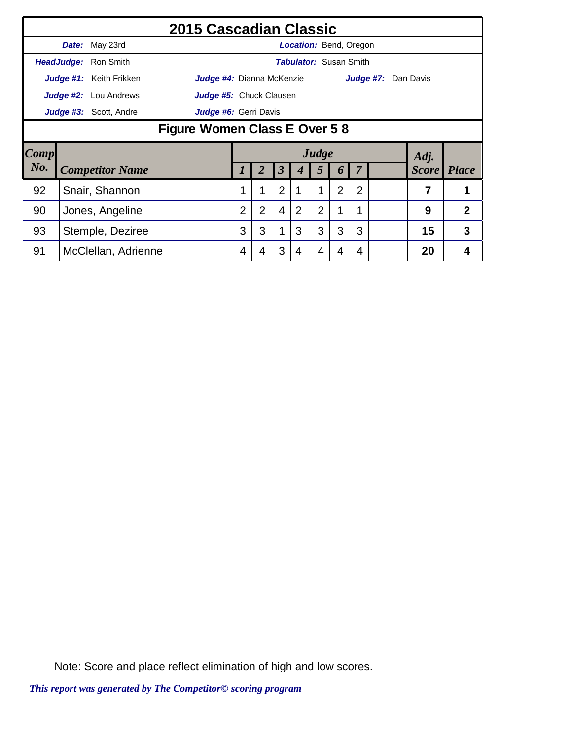# 2015 Cascadian Classic

**Date:** May 23rd | **Location:** Bend, Oregon

**HeadJudge:** Ron Smith | **Tabulator:** Susan Smith

**Judge #1:** Keith Frikken | **Judge #4:** Dianna McKenzie | **Judge #7:** Dan Davis

**Judge #2:** Lou Andrews | **Judge #5:** Chuck Clausen

**Judge #3:** Scott, Andre | **Judge #6:** Gerri Davis

## Figure Women Class E Over 5 8

| Comp No. | Competitor Name | Judge 1 | 2 | 3 | 4 | 5 | 6 | 7 | | Adj. Score | Place |
|---|---|---|---|---|---|---|---|---|---|---|---|
| 92 | Snair, Shannon | 1 | 1 | 2 | 1 | 1 | 2 | 2 | | 7 | 1 |
| 90 | Jones, Angeline | 2 | 2 | 4 | 2 | 2 | 1 | 1 | | 9 | 2 |
| 93 | Stemple, Deziree | 3 | 3 | 1 | 3 | 3 | 3 | 3 | | 15 | 3 |
| 91 | McClellan, Adrienne | 4 | 4 | 3 | 4 | 4 | 4 | 4 | | 20 | 4 |

Note: Score and place reflect elimination of high and low scores.

*This report was generated by The Competitor© scoring program*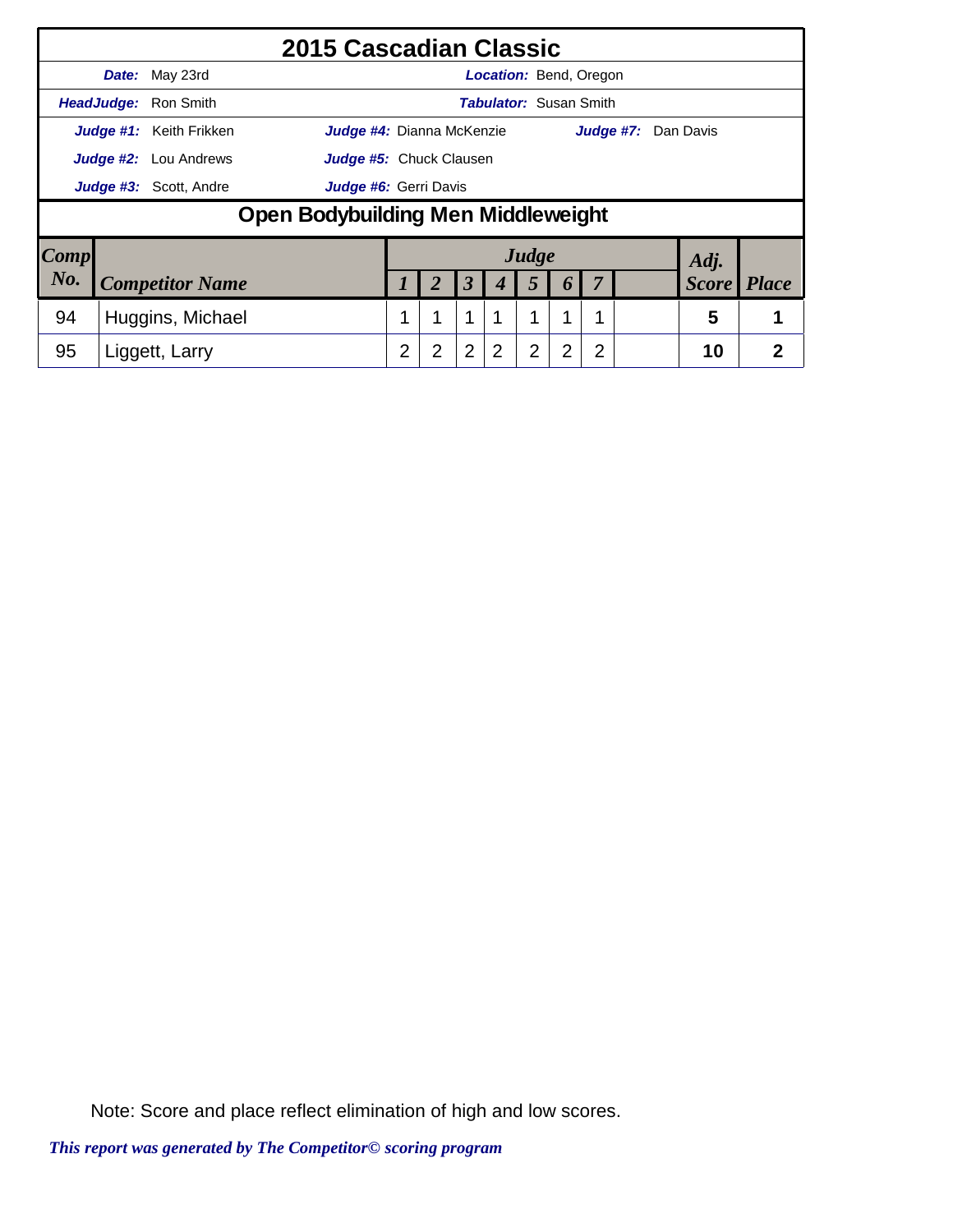# 2015 Cascadian Classic

**Date:** May 23rd
**Location:** Bend, Oregon

**HeadJudge:** Ron Smith
**Tabulator:** Susan Smith

**Judge #1:** Keith Frikken
**Judge #2:** Lou Andrews
**Judge #3:** Scott, Andre
**Judge #4:** Dianna McKenzie
**Judge #5:** Chuck Clausen
**Judge #6:** Gerri Davis
**Judge #7:** Dan Davis

## Open Bodybuilding Men Middleweight

| Comp No. | Competitor Name | Judge 1 | Judge 2 | Judge 3 | Judge 4 | Judge 5 | Judge 6 | Judge 7 | | Adj. Score | Place |
|---|---|---|---|---|---|---|---|---|---|---|---|
| 94 | Huggins, Michael | 1 | 1 | 1 | 1 | 1 | 1 | 1 | | 5 | 1 |
| 95 | Liggett, Larry | 2 | 2 | 2 | 2 | 2 | 2 | 2 | | 10 | 2 |

Note: Score and place reflect elimination of high and low scores.

*This report was generated by The Competitor© scoring program*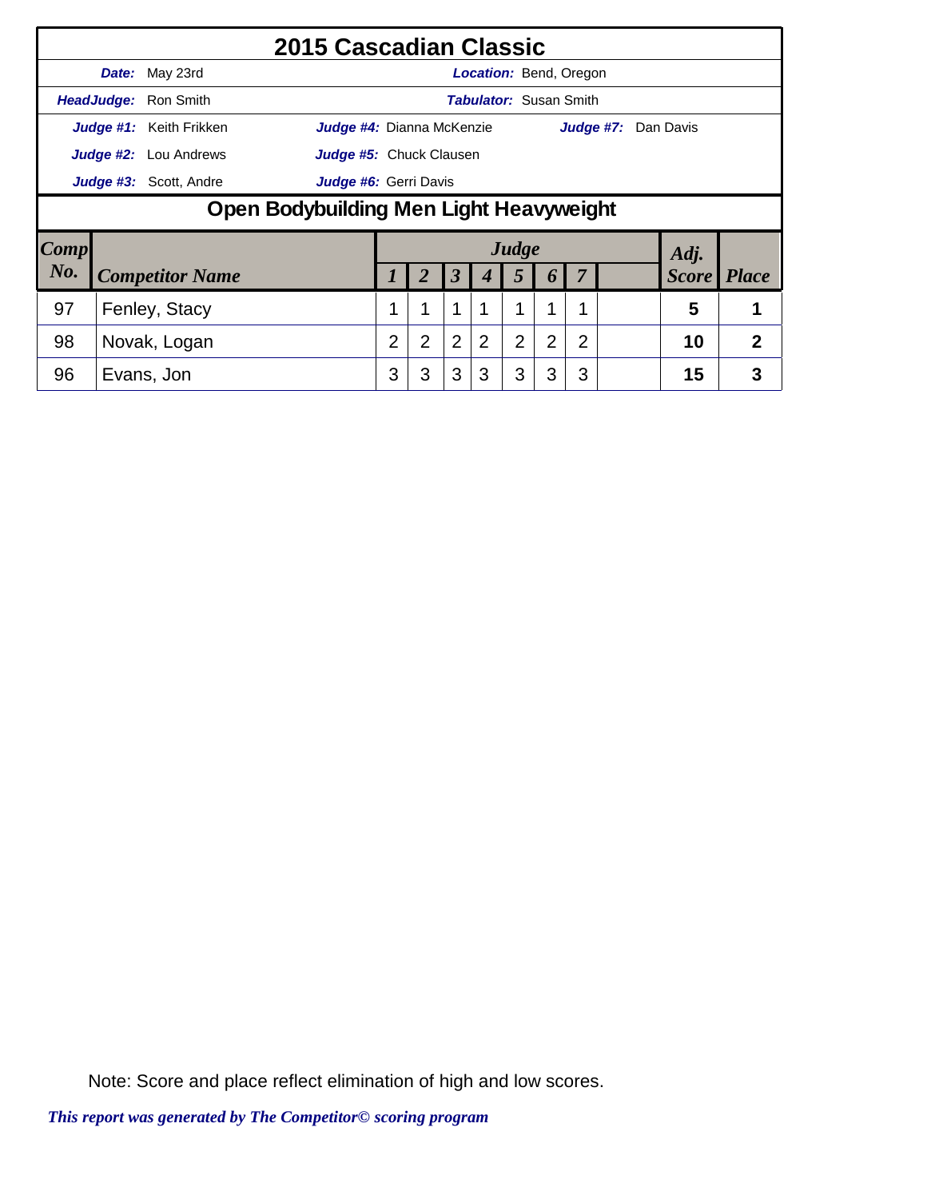# 2015 Cascadian Classic

**Date:** May 23rd | **Location:** Bend, Oregon

**HeadJudge:** Ron Smith | **Tabulator:** Susan Smith

**Judge #1:** Keith Frikken | **Judge #4:** Dianna McKenzie | **Judge #7:** Dan Davis

**Judge #2:** Lou Andrews | **Judge #5:** Chuck Clausen

**Judge #3:** Scott, Andre | **Judge #6:** Gerri Davis

## Open Bodybuilding Men Light Heavyweight

| Comp No. | Competitor Name | Judge 1 | 2 | 3 | 4 | 5 | 6 | 7 | | Adj. Score | Place |
|---|---|---|---|---|---|---|---|---|---|---|---|
| 97 | Fenley, Stacy | 1 | 1 | 1 | 1 | 1 | 1 | 1 | | **5** | **1** |
| 98 | Novak, Logan | 2 | 2 | 2 | 2 | 2 | 2 | 2 | | **10** | **2** |
| 96 | Evans, Jon | 3 | 3 | 3 | 3 | 3 | 3 | 3 | | **15** | **3** |

Note: Score and place reflect elimination of high and low scores.

*This report was generated by The Competitor© scoring program*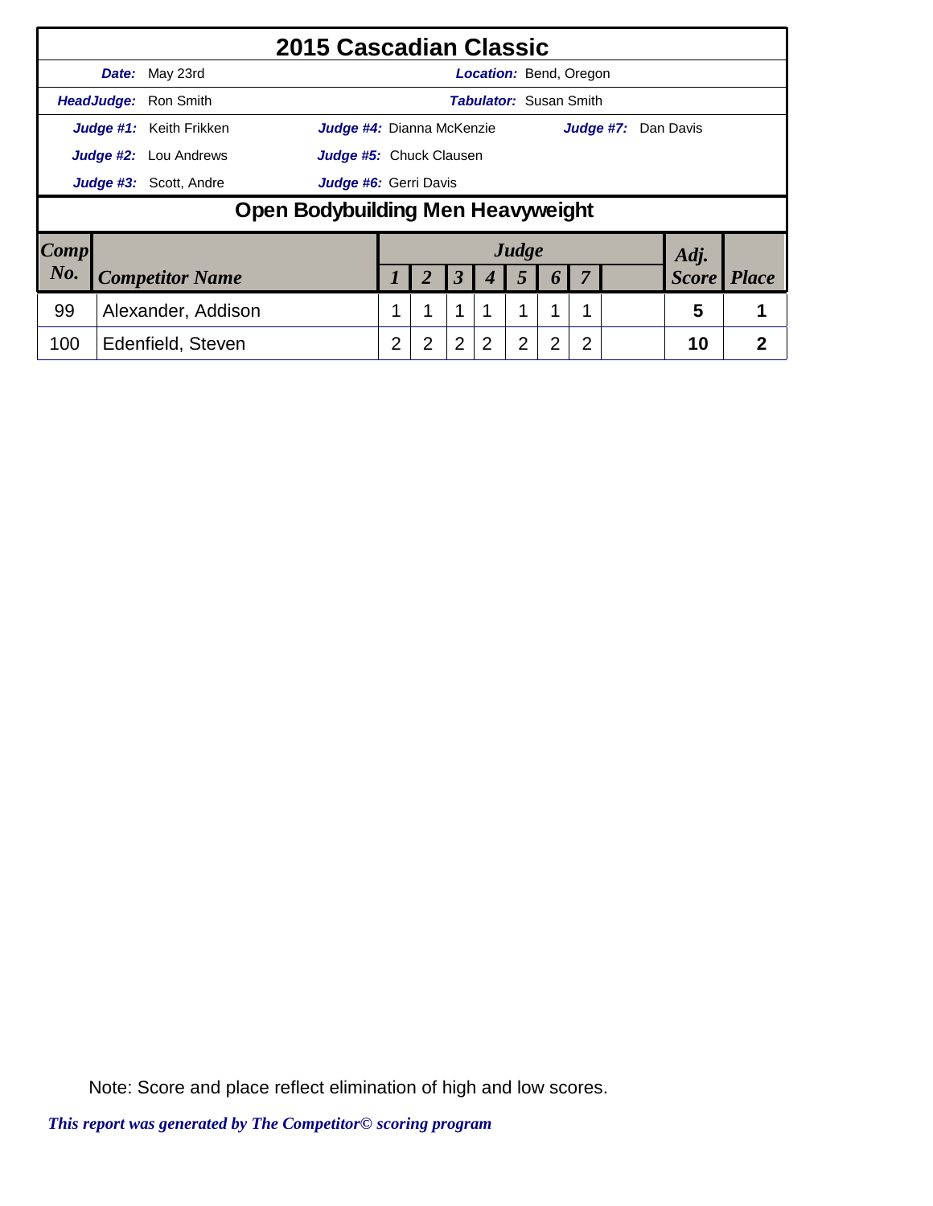# 2015 Cascadian Classic

**Date:** May 23rd
**Location:** Bend, Oregon
**HeadJudge:** Ron Smith
**Tabulator:** Susan Smith

**Judge #1:** Keith Frikken
**Judge #2:** Lou Andrews
**Judge #3:** Scott, Andre
**Judge #4:** Dianna McKenzie
**Judge #5:** Chuck Clausen
**Judge #6:** Gerri Davis
**Judge #7:** Dan Davis

## Open Bodybuilding Men Heavyweight

| Comp No. | Competitor Name | Judge 1 | 2 | 3 | 4 | 5 | 6 | 7 | | Adj. Score | Place |
|---|---|---|---|---|---|---|---|---|---|---|---|
| 99 | Alexander, Addison | 1 | 1 | 1 | 1 | 1 | 1 | 1 | | 5 | 1 |
| 100 | Edenfield, Steven | 2 | 2 | 2 | 2 | 2 | 2 | 2 | | 10 | 2 |

Note: Score and place reflect elimination of high and low scores.

*This report was generated by The Competitor© scoring program*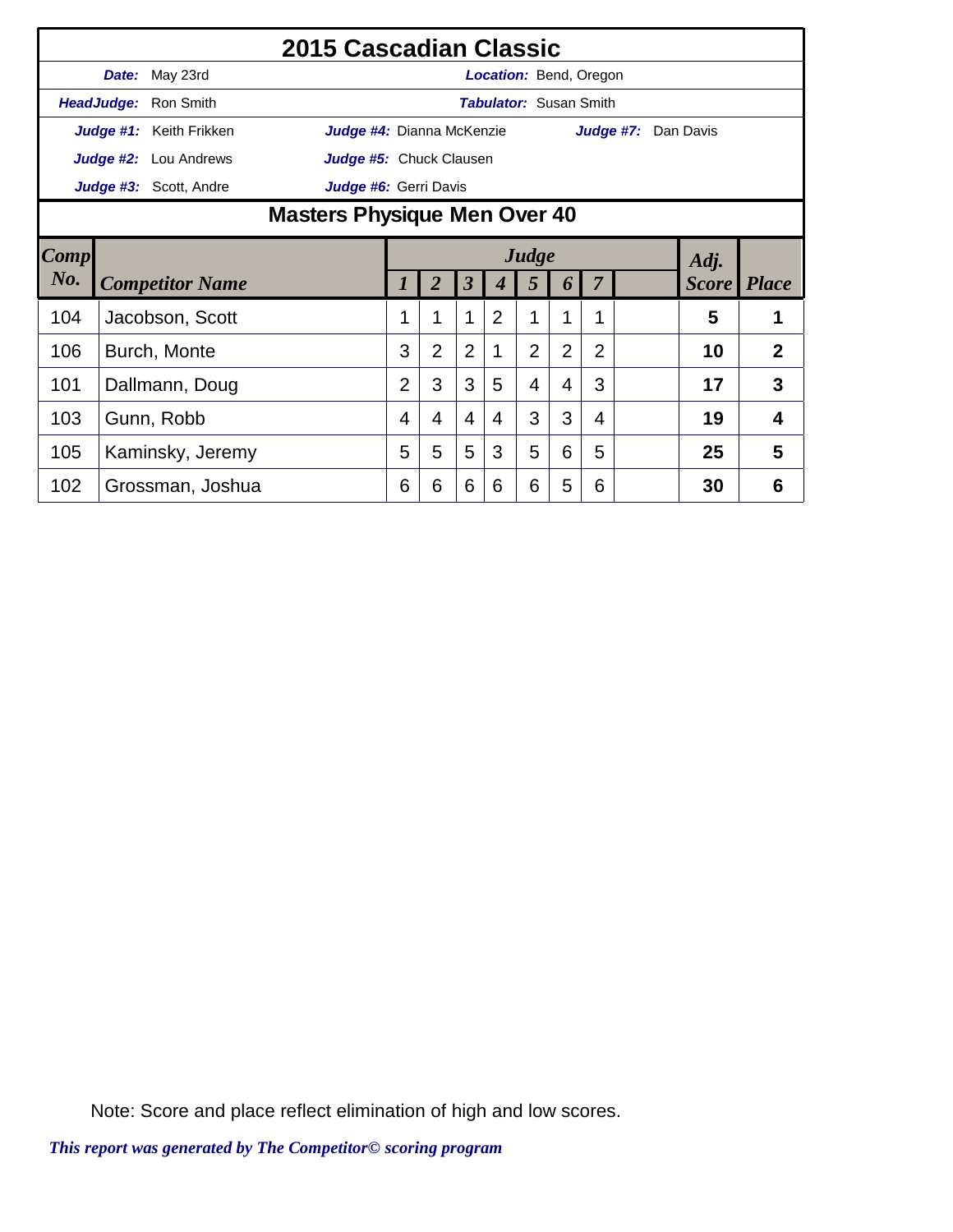# 2015 Cascadian Classic

**Date:** May 23rd
**Location:** Bend, Oregon
**HeadJudge:** Ron Smith
**Tabulator:** Susan Smith

**Judge #1:** Keith Frikken
**Judge #2:** Lou Andrews
**Judge #3:** Scott, Andre
**Judge #4:** Dianna McKenzie
**Judge #5:** Chuck Clausen
**Judge #6:** Gerri Davis
**Judge #7:** Dan Davis

## Masters Physique Men Over 40

| Comp No. | Competitor Name | Judge 1 | 2 | 3 | 4 | 5 | 6 | 7 | | Adj. Score | Place |
|---|---|---|---|---|---|---|---|---|---|---|---|
| 104 | Jacobson, Scott | 1 | 1 | 1 | 2 | 1 | 1 | 1 | | **5** | **1** |
| 106 | Burch, Monte | 3 | 2 | 2 | 1 | 2 | 2 | 2 | | **10** | **2** |
| 101 | Dallmann, Doug | 2 | 3 | 3 | 5 | 4 | 4 | 3 | | **17** | **3** |
| 103 | Gunn, Robb | 4 | 4 | 4 | 4 | 3 | 3 | 4 | | **19** | **4** |
| 105 | Kaminsky, Jeremy | 5 | 5 | 5 | 3 | 5 | 6 | 5 | | **25** | **5** |
| 102 | Grossman, Joshua | 6 | 6 | 6 | 6 | 6 | 5 | 6 | | **30** | **6** |

Note: Score and place reflect elimination of high and low scores.

*This report was generated by The Competitor© scoring program*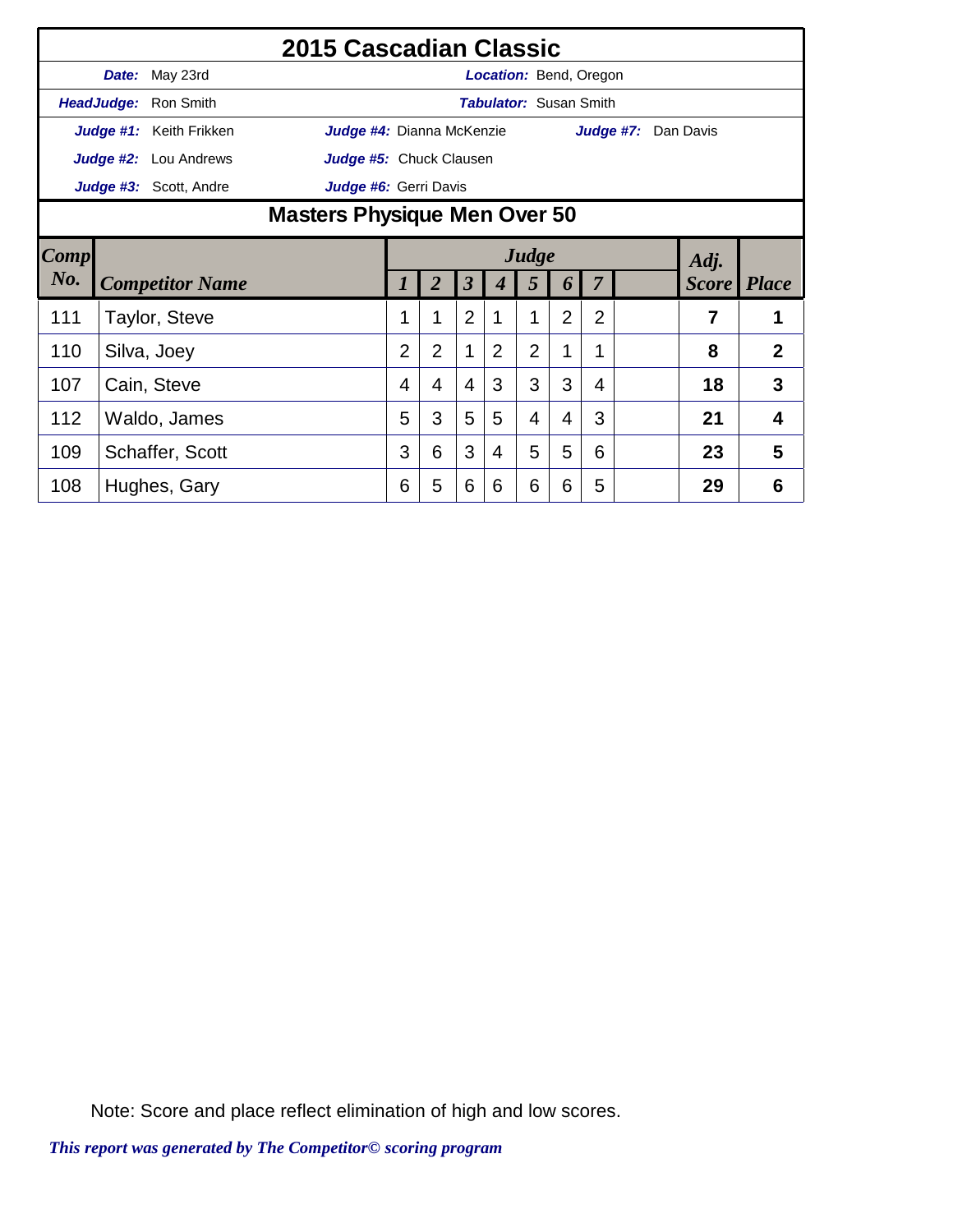# 2015 Cascadian Classic

| | | | |
|---|---|---|---|
| ***Date:*** May 23rd | | ***Location:*** Bend, Oregon | |
| ***HeadJudge:*** Ron Smith | | ***Tabulator:*** Susan Smith | |
| ***Judge #1:*** Keith Frikken | ***Judge #4:*** Dianna McKenzie | ***Judge #7:*** Dan Davis | |
| ***Judge #2:*** Lou Andrews | ***Judge #5:*** Chuck Clausen | | |
| ***Judge #3:*** Scott, Andre | ***Judge #6:*** Gerri Davis | | |

## Masters Physique Men Over 50

| Comp No. | Competitor Name | Judge 1 | 2 | 3 | 4 | 5 | 6 | 7 | | Adj. Score | Place |
|---|---|---|---|---|---|---|---|---|---|---|---|
| 111 | Taylor, Steve | 1 | 1 | 2 | 1 | 1 | 2 | 2 | | **7** | **1** |
| 110 | Silva, Joey | 2 | 2 | 1 | 2 | 2 | 1 | 1 | | **8** | **2** |
| 107 | Cain, Steve | 4 | 4 | 4 | 3 | 3 | 3 | 4 | | **18** | **3** |
| 112 | Waldo, James | 5 | 3 | 5 | 5 | 4 | 4 | 3 | | **21** | **4** |
| 109 | Schaffer, Scott | 3 | 6 | 3 | 4 | 5 | 5 | 6 | | **23** | **5** |
| 108 | Hughes, Gary | 6 | 5 | 6 | 6 | 6 | 6 | 5 | | **29** | **6** |

Note: Score and place reflect elimination of high and low scores.

*This report was generated by The Competitor© scoring program*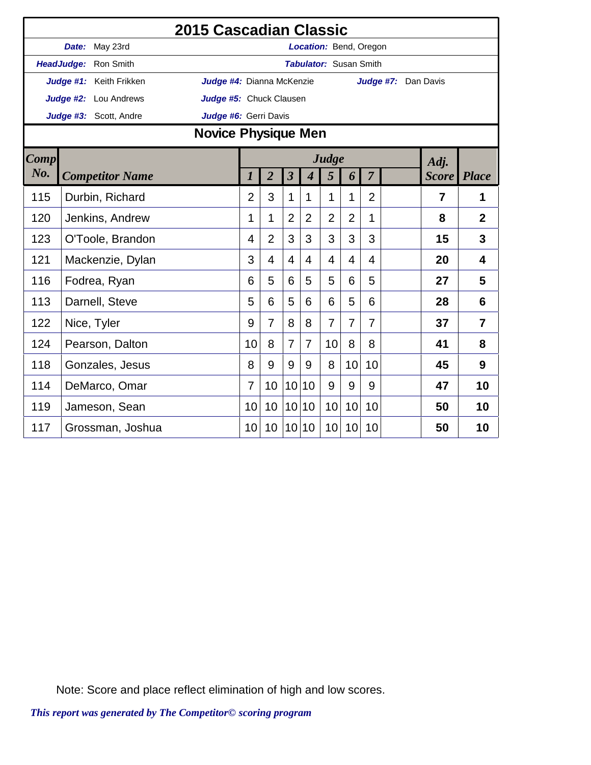# 2015 Cascadian Classic

| | | | |
|---|---|---|---|
| ***Date:*** May 23rd | | ***Location:*** Bend, Oregon | |
| ***HeadJudge:*** Ron Smith | | ***Tabulator:*** Susan Smith | |
| ***Judge #1:*** Keith Frikken | ***Judge #4:*** Dianna McKenzie | ***Judge #7:*** Dan Davis | |
| ***Judge #2:*** Lou Andrews | ***Judge #5:*** Chuck Clausen | | |
| ***Judge #3:*** Scott, Andre | ***Judge #6:*** Gerri Davis | | |

## Novice Physique Men

| *Comp No.* | *Competitor Name* | *Judge 1* | *2* | *3* | *4* | *5* | *6* | *7* | | *Adj. Score* | *Place* |
|---|---|---|---|---|---|---|---|---|---|---|---|
| 115 | Durbin, Richard | 2 | 3 | 1 | 1 | 1 | 1 | 2 | | **7** | **1** |
| 120 | Jenkins, Andrew | 1 | 1 | 2 | 2 | 2 | 2 | 1 | | **8** | **2** |
| 123 | O'Toole, Brandon | 4 | 2 | 3 | 3 | 3 | 3 | 3 | | **15** | **3** |
| 121 | Mackenzie, Dylan | 3 | 4 | 4 | 4 | 4 | 4 | 4 | | **20** | **4** |
| 116 | Fodrea, Ryan | 6 | 5 | 6 | 5 | 5 | 6 | 5 | | **27** | **5** |
| 113 | Darnell, Steve | 5 | 6 | 5 | 6 | 6 | 5 | 6 | | **28** | **6** |
| 122 | Nice, Tyler | 9 | 7 | 8 | 8 | 7 | 7 | 7 | | **37** | **7** |
| 124 | Pearson, Dalton | 10 | 8 | 7 | 7 | 10 | 8 | 8 | | **41** | **8** |
| 118 | Gonzales, Jesus | 8 | 9 | 9 | 9 | 8 | 10 | 10 | | **45** | **9** |
| 114 | DeMarco, Omar | 7 | 10 | 10 | 10 | 9 | 9 | 9 | | **47** | **10** |
| 119 | Jameson, Sean | 10 | 10 | 10 | 10 | 10 | 10 | 10 | | **50** | **10** |
| 117 | Grossman, Joshua | 10 | 10 | 10 | 10 | 10 | 10 | 10 | | **50** | **10** |

Note: Score and place reflect elimination of high and low scores.

***This report was generated by The Competitor© scoring program***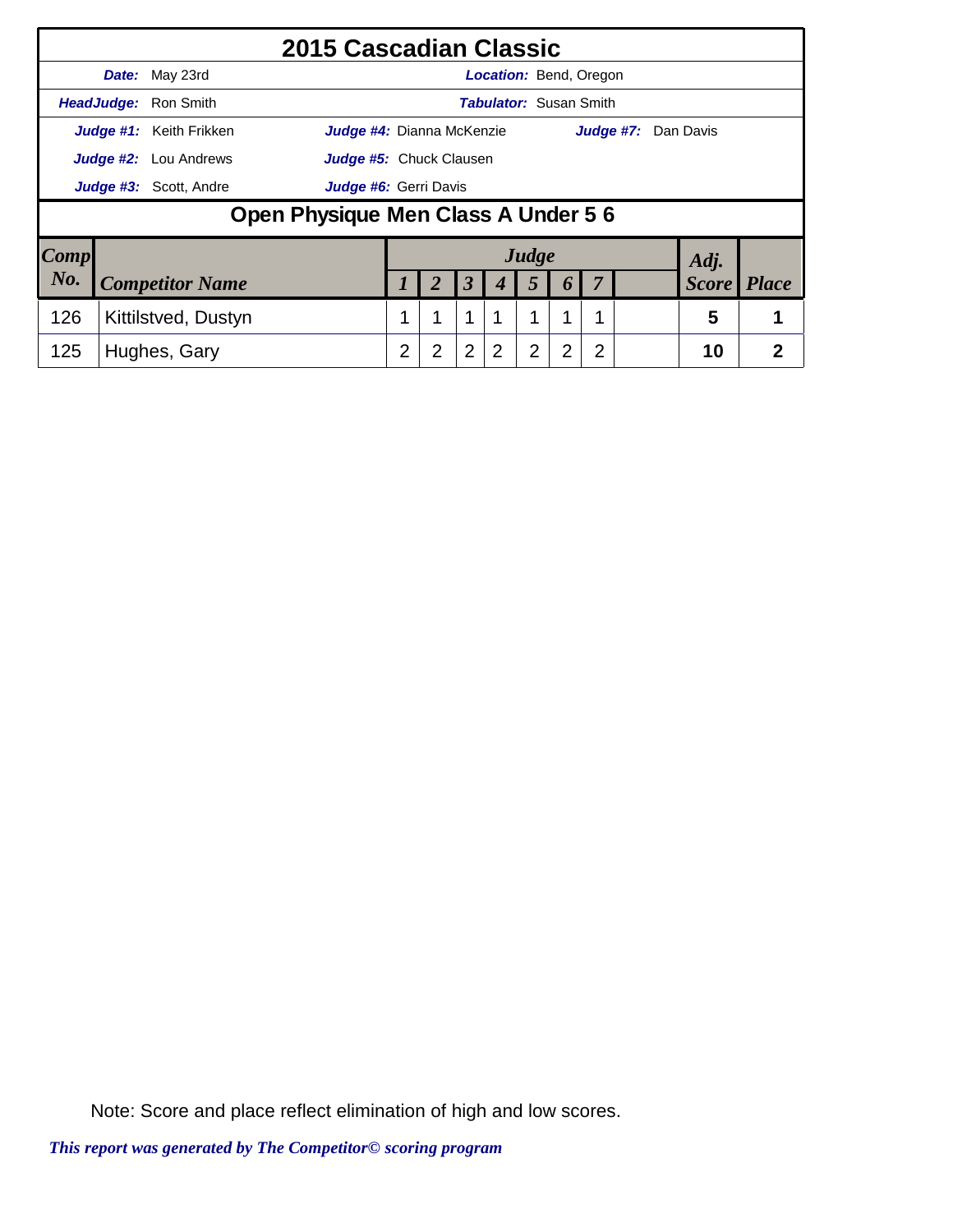# 2015 Cascadian Classic

**Date:** May 23rd | **Location:** Bend, Oregon

**HeadJudge:** Ron Smith | **Tabulator:** Susan Smith

**Judge #1:** Keith Frikken | **Judge #4:** Dianna McKenzie | **Judge #7:** Dan Davis

**Judge #2:** Lou Andrews | **Judge #5:** Chuck Clausen

**Judge #3:** Scott, Andre | **Judge #6:** Gerri Davis

## Open Physique Men Class A Under 5 6

| Comp No. | Competitor Name | Judge 1 | 2 | 3 | 4 | 5 | 6 | 7 | | Adj. Score | Place |
|---|---|---|---|---|---|---|---|---|---|---|---|
| 126 | Kittilstved, Dustyn | 1 | 1 | 1 | 1 | 1 | 1 | 1 | | 5 | 1 |
| 125 | Hughes, Gary | 2 | 2 | 2 | 2 | 2 | 2 | 2 | | 10 | 2 |

Note: Score and place reflect elimination of high and low scores.

*This report was generated by The Competitor© scoring program*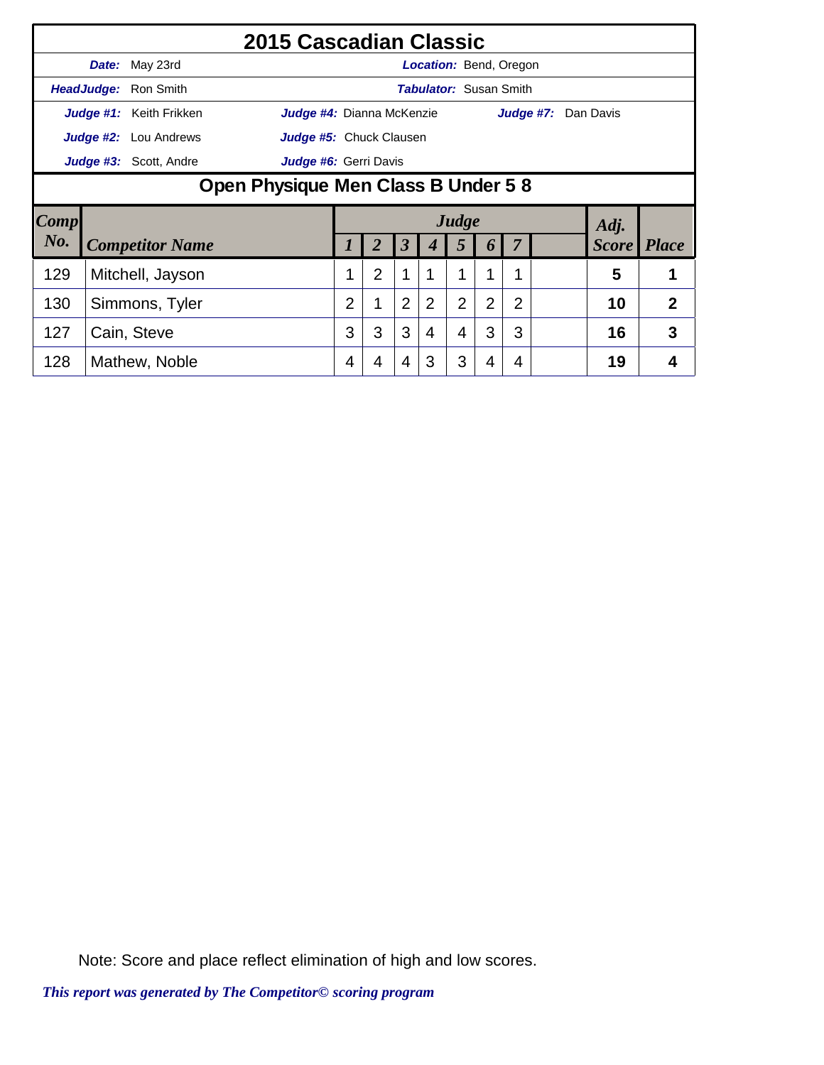# 2015 Cascadian Classic

**Date:** May 23rd **Location:** Bend, Oregon

**HeadJudge:** Ron Smith **Tabulator:** Susan Smith

**Judge #1:** Keith Frikken **Judge #4:** Dianna McKenzie **Judge #7:** Dan Davis

**Judge #2:** Lou Andrews **Judge #5:** Chuck Clausen

**Judge #3:** Scott, Andre **Judge #6:** Gerri Davis

## Open Physique Men Class B Under 5 8

| Comp No. | Competitor Name | Judge 1 | 2 | 3 | 4 | 5 | 6 | 7 | | Adj. Score | Place |
|---|---|---|---|---|---|---|---|---|---|---|---|
| 129 | Mitchell, Jayson | 1 | 2 | 1 | 1 | 1 | 1 | 1 | | 5 | 1 |
| 130 | Simmons, Tyler | 2 | 1 | 2 | 2 | 2 | 2 | 2 | | 10 | 2 |
| 127 | Cain, Steve | 3 | 3 | 3 | 4 | 4 | 3 | 3 | | 16 | 3 |
| 128 | Mathew, Noble | 4 | 4 | 4 | 3 | 3 | 4 | 4 | | 19 | 4 |

Note: Score and place reflect elimination of high and low scores.

*This report was generated by The Competitor© scoring program*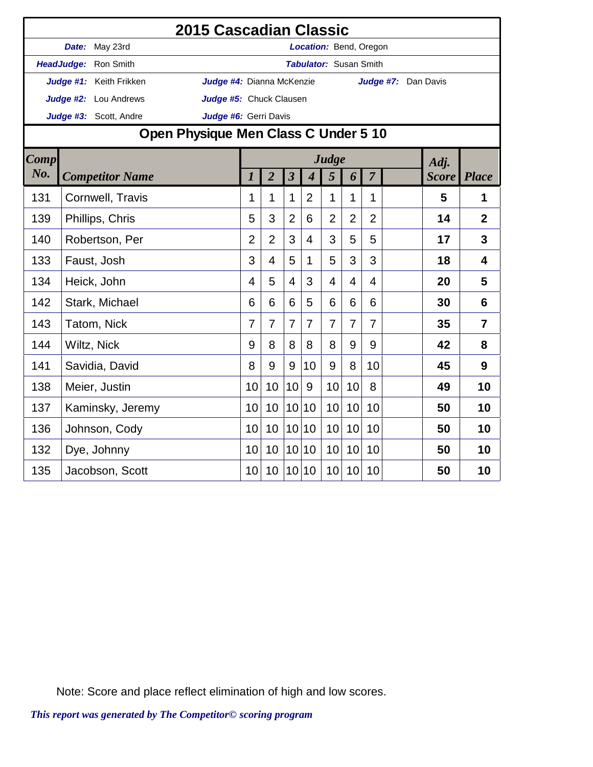# 2015 Cascadian Classic

**Date:** May 23rd
**Location:** Bend, Oregon
**HeadJudge:** Ron Smith
**Tabulator:** Susan Smith

**Judge #1:** Keith Frikken
**Judge #2:** Lou Andrews
**Judge #3:** Scott, Andre
**Judge #4:** Dianna McKenzie
**Judge #5:** Chuck Clausen
**Judge #6:** Gerri Davis
**Judge #7:** Dan Davis

## Open Physique Men Class C Under 5 10

| Comp No. | Competitor Name | Judge 1 | 2 | 3 | 4 | 5 | 6 | 7 | | Adj. Score | Place |
|---|---|---|---|---|---|---|---|---|---|---|---|
| 131 | Cornwell, Travis | 1 | 1 | 1 | 2 | 1 | 1 | 1 | | **5** | **1** |
| 139 | Phillips, Chris | 5 | 3 | 2 | 6 | 2 | 2 | 2 | | **14** | **2** |
| 140 | Robertson, Per | 2 | 2 | 3 | 4 | 3 | 5 | 5 | | **17** | **3** |
| 133 | Faust, Josh | 3 | 4 | 5 | 1 | 5 | 3 | 3 | | **18** | **4** |
| 134 | Heick, John | 4 | 5 | 4 | 3 | 4 | 4 | 4 | | **20** | **5** |
| 142 | Stark, Michael | 6 | 6 | 6 | 5 | 6 | 6 | 6 | | **30** | **6** |
| 143 | Tatom, Nick | 7 | 7 | 7 | 7 | 7 | 7 | 7 | | **35** | **7** |
| 144 | Wiltz, Nick | 9 | 8 | 8 | 8 | 8 | 9 | 9 | | **42** | **8** |
| 141 | Savidia, David | 8 | 9 | 9 | 10 | 9 | 8 | 10 | | **45** | **9** |
| 138 | Meier, Justin | 10 | 10 | 10 | 9 | 10 | 10 | 8 | | **49** | **10** |
| 137 | Kaminsky, Jeremy | 10 | 10 | 10 | 10 | 10 | 10 | 10 | | **50** | **10** |
| 136 | Johnson, Cody | 10 | 10 | 10 | 10 | 10 | 10 | 10 | | **50** | **10** |
| 132 | Dye, Johnny | 10 | 10 | 10 | 10 | 10 | 10 | 10 | | **50** | **10** |
| 135 | Jacobson, Scott | 10 | 10 | 10 | 10 | 10 | 10 | 10 | | **50** | **10** |

Note: Score and place reflect elimination of high and low scores.

*This report was generated by The Competitor© scoring program*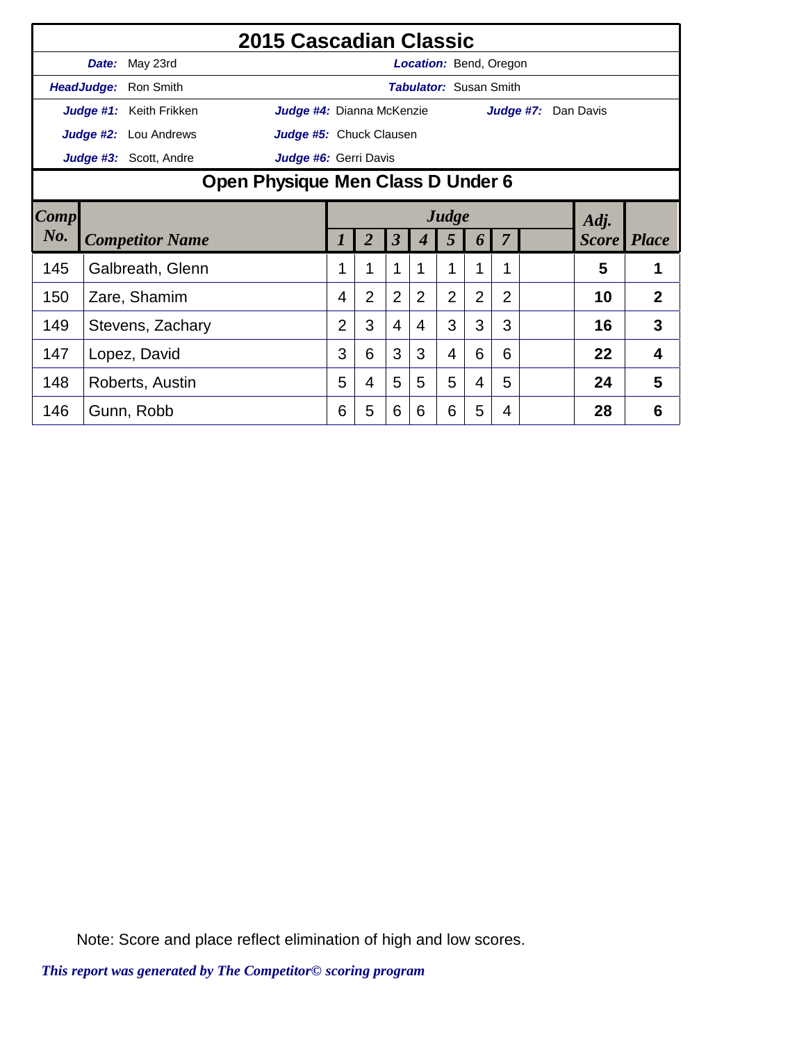# 2015 Cascadian Classic

**Date:** May 23rd  **Location:** Bend, Oregon

**HeadJudge:** Ron Smith  **Tabulator:** Susan Smith

**Judge #1:** Keith Frikken  **Judge #4:** Dianna McKenzie  **Judge #7:** Dan Davis

**Judge #2:** Lou Andrews  **Judge #5:** Chuck Clausen

**Judge #3:** Scott, Andre  **Judge #6:** Gerri Davis

## Open Physique Men Class D Under 6

| Comp No. | Competitor Name | Judge 1 | 2 | 3 | 4 | 5 | 6 | 7 | | Adj. Score | Place |
|---|---|---|---|---|---|---|---|---|---|---|---|
| 145 | Galbreath, Glenn | 1 | 1 | 1 | 1 | 1 | 1 | 1 | | **5** | **1** |
| 150 | Zare, Shamim | 4 | 2 | 2 | 2 | 2 | 2 | 2 | | **10** | **2** |
| 149 | Stevens, Zachary | 2 | 3 | 4 | 4 | 3 | 3 | 3 | | **16** | **3** |
| 147 | Lopez, David | 3 | 6 | 3 | 3 | 4 | 6 | 6 | | **22** | **4** |
| 148 | Roberts, Austin | 5 | 4 | 5 | 5 | 5 | 4 | 5 | | **24** | **5** |
| 146 | Gunn, Robb | 6 | 5 | 6 | 6 | 6 | 5 | 4 | | **28** | **6** |

Note: Score and place reflect elimination of high and low scores.

*This report was generated by The Competitor© scoring program*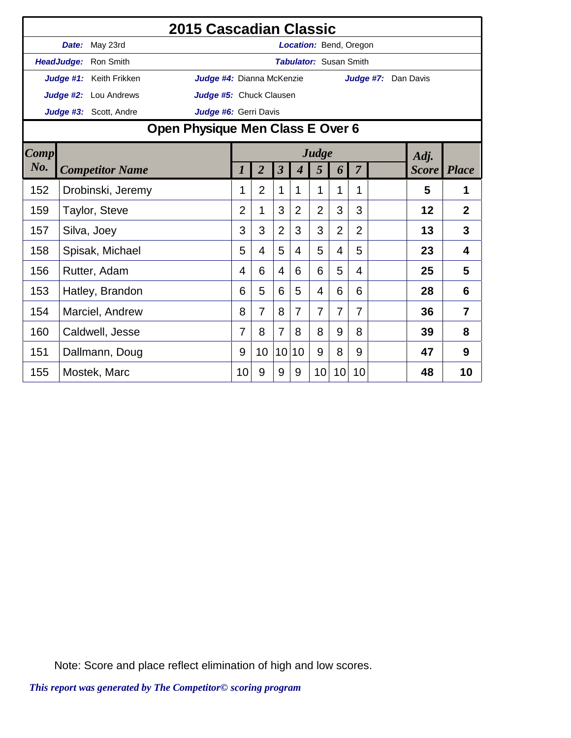# 2015 Cascadian Classic

**Date:** May 23rd **Location:** Bend, Oregon

**HeadJudge:** Ron Smith **Tabulator:** Susan Smith

**Judge #1:** Keith Frikken **Judge #4:** Dianna McKenzie **Judge #7:** Dan Davis

**Judge #2:** Lou Andrews **Judge #5:** Chuck Clausen

**Judge #3:** Scott, Andre **Judge #6:** Gerri Davis

## Open Physique Men Class E Over 6

| Comp No. | Competitor Name | Judge 1 | 2 | 3 | 4 | 5 | 6 | 7 | | Adj. Score | Place |
|---|---|---|---|---|---|---|---|---|---|---|---|
| 152 | Drobinski, Jeremy | 1 | 2 | 1 | 1 | 1 | 1 | 1 | | **5** | **1** |
| 159 | Taylor, Steve | 2 | 1 | 3 | 2 | 2 | 3 | 3 | | **12** | **2** |
| 157 | Silva, Joey | 3 | 3 | 2 | 3 | 3 | 2 | 2 | | **13** | **3** |
| 158 | Spisak, Michael | 5 | 4 | 5 | 4 | 5 | 4 | 5 | | **23** | **4** |
| 156 | Rutter, Adam | 4 | 6 | 4 | 6 | 6 | 5 | 4 | | **25** | **5** |
| 153 | Hatley, Brandon | 6 | 5 | 6 | 5 | 4 | 6 | 6 | | **28** | **6** |
| 154 | Marciel, Andrew | 8 | 7 | 8 | 7 | 7 | 7 | 7 | | **36** | **7** |
| 160 | Caldwell, Jesse | 7 | 8 | 7 | 8 | 8 | 9 | 8 | | **39** | **8** |
| 151 | Dallmann, Doug | 9 | 10 | 10 | 10 | 9 | 8 | 9 | | **47** | **9** |
| 155 | Mostek, Marc | 10 | 9 | 9 | 9 | 10 | 10 | 10 | | **48** | **10** |

Note: Score and place reflect elimination of high and low scores.

*This report was generated by The Competitor© scoring program*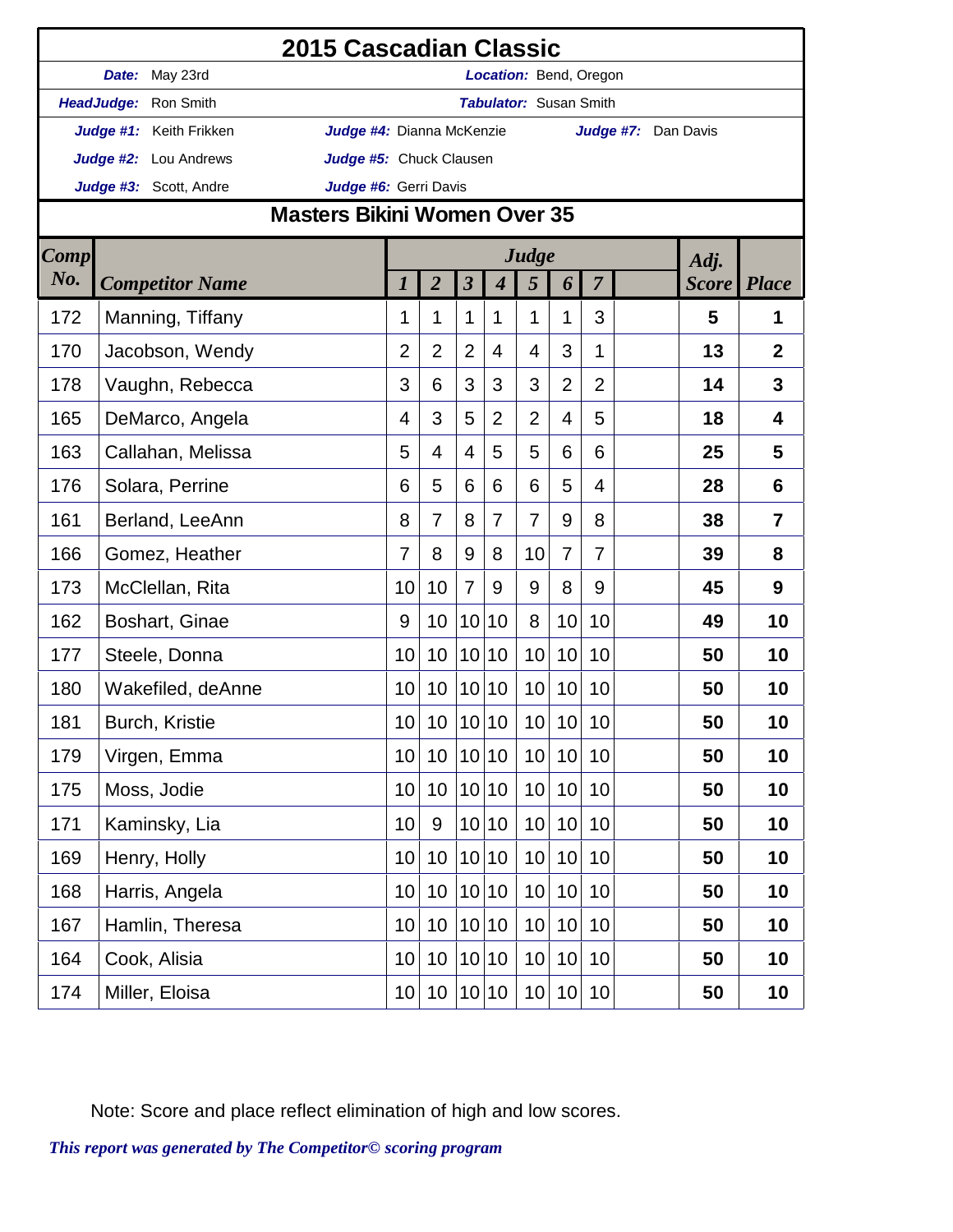# 2015 Cascadian Classic

**Date:** May 23rd **Location:** Bend, Oregon

**HeadJudge:** Ron Smith **Tabulator:** Susan Smith

**Judge #1:** Keith Frikken **Judge #4:** Dianna McKenzie **Judge #7:** Dan Davis

**Judge #2:** Lou Andrews **Judge #5:** Chuck Clausen

**Judge #3:** Scott, Andre **Judge #6:** Gerri Davis

## Masters Bikini Women Over 35

| Comp No. | Competitor Name | Judge 1 | 2 | 3 | 4 | 5 | 6 | 7 | | Adj. Score | Place |
|---|---|---|---|---|---|---|---|---|---|---|---|
| 172 | Manning, Tiffany | 1 | 1 | 1 | 1 | 1 | 1 | 3 | | 5 | 1 |
| 170 | Jacobson, Wendy | 2 | 2 | 2 | 4 | 4 | 3 | 1 | | 13 | 2 |
| 178 | Vaughn, Rebecca | 3 | 6 | 3 | 3 | 3 | 2 | 2 | | 14 | 3 |
| 165 | DeMarco, Angela | 4 | 3 | 5 | 2 | 2 | 4 | 5 | | 18 | 4 |
| 163 | Callahan, Melissa | 5 | 4 | 4 | 5 | 5 | 6 | 6 | | 25 | 5 |
| 176 | Solara, Perrine | 6 | 5 | 6 | 6 | 6 | 5 | 4 | | 28 | 6 |
| 161 | Berland, LeeAnn | 8 | 7 | 8 | 7 | 7 | 9 | 8 | | 38 | 7 |
| 166 | Gomez, Heather | 7 | 8 | 9 | 8 | 10 | 7 | 7 | | 39 | 8 |
| 173 | McClellan, Rita | 10 | 10 | 7 | 9 | 9 | 8 | 9 | | 45 | 9 |
| 162 | Boshart, Ginae | 9 | 10 | 10 | 10 | 8 | 10 | 10 | | 49 | 10 |
| 177 | Steele, Donna | 10 | 10 | 10 | 10 | 10 | 10 | 10 | | 50 | 10 |
| 180 | Wakefiled, deAnne | 10 | 10 | 10 | 10 | 10 | 10 | 10 | | 50 | 10 |
| 181 | Burch, Kristie | 10 | 10 | 10 | 10 | 10 | 10 | 10 | | 50 | 10 |
| 179 | Virgen, Emma | 10 | 10 | 10 | 10 | 10 | 10 | 10 | | 50 | 10 |
| 175 | Moss, Jodie | 10 | 10 | 10 | 10 | 10 | 10 | 10 | | 50 | 10 |
| 171 | Kaminsky, Lia | 10 | 9 | 10 | 10 | 10 | 10 | 10 | | 50 | 10 |
| 169 | Henry, Holly | 10 | 10 | 10 | 10 | 10 | 10 | 10 | | 50 | 10 |
| 168 | Harris, Angela | 10 | 10 | 10 | 10 | 10 | 10 | 10 | | 50 | 10 |
| 167 | Hamlin, Theresa | 10 | 10 | 10 | 10 | 10 | 10 | 10 | | 50 | 10 |
| 164 | Cook, Alisia | 10 | 10 | 10 | 10 | 10 | 10 | 10 | | 50 | 10 |
| 174 | Miller, Eloisa | 10 | 10 | 10 | 10 | 10 | 10 | 10 | | 50 | 10 |

Note: Score and place reflect elimination of high and low scores.

*This report was generated by The Competitor© scoring program*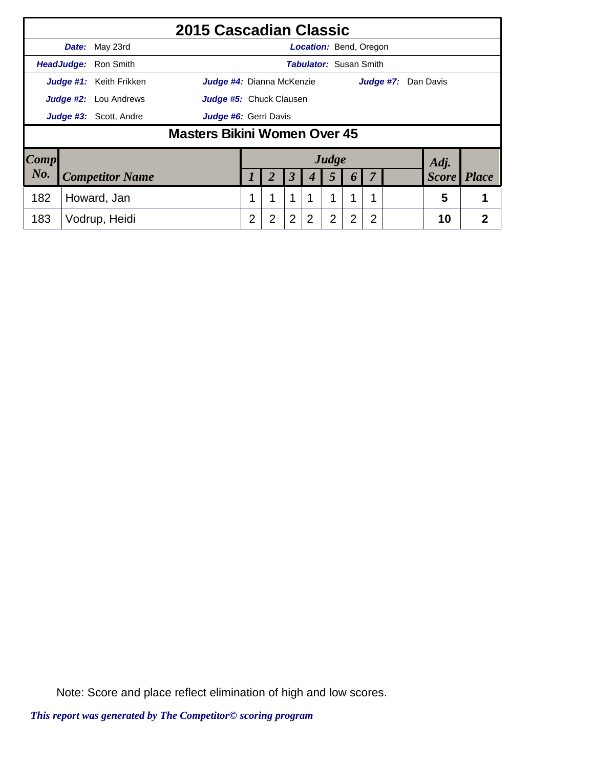# 2015 Cascadian Classic

**Date:** May 23rd **Location:** Bend, Oregon

**HeadJudge:** Ron Smith **Tabulator:** Susan Smith

**Judge #1:** Keith Frikken **Judge #4:** Dianna McKenzie **Judge #7:** Dan Davis

**Judge #2:** Lou Andrews **Judge #5:** Chuck Clausen

**Judge #3:** Scott, Andre **Judge #6:** Gerri Davis

## Masters Bikini Women Over 45

| Comp No. | Competitor Name | Judge 1 | 2 | 3 | 4 | 5 | 6 | 7 | | Adj. Score | Place |
|---|---|---|---|---|---|---|---|---|---|---|---|
| 182 | Howard, Jan | 1 | 1 | 1 | 1 | 1 | 1 | 1 | | 5 | 1 |
| 183 | Vodrup, Heidi | 2 | 2 | 2 | 2 | 2 | 2 | 2 | | 10 | 2 |

Note: Score and place reflect elimination of high and low scores.

*This report was generated by The Competitor© scoring program*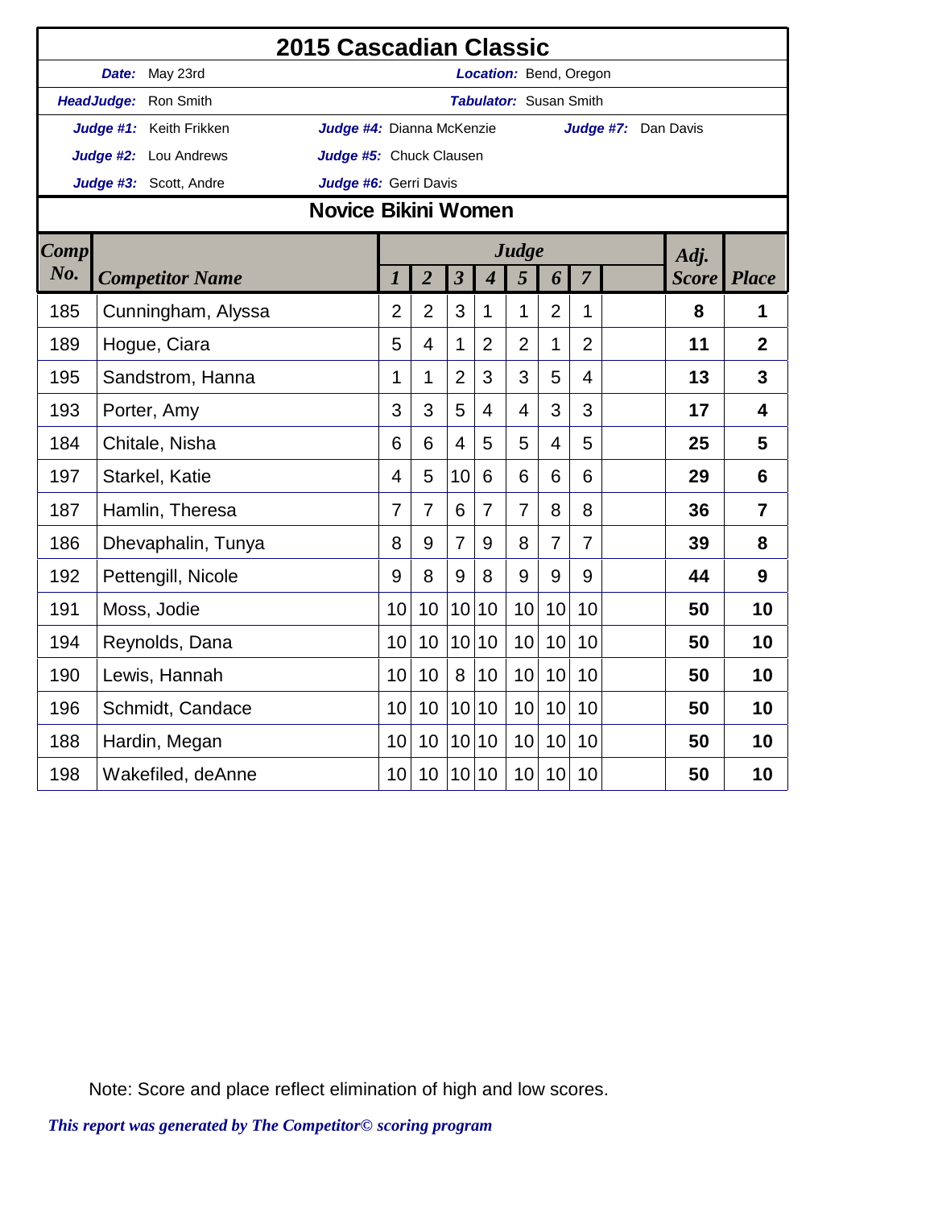# 2015 Cascadian Classic

**Date:** May 23rd
**Location:** Bend, Oregon

**HeadJudge:** Ron Smith
**Tabulator:** Susan Smith

**Judge #1:** Keith Frikken
**Judge #2:** Lou Andrews
**Judge #3:** Scott, Andre
**Judge #4:** Dianna McKenzie
**Judge #5:** Chuck Clausen
**Judge #6:** Gerri Davis
**Judge #7:** Dan Davis

## Novice Bikini Women

| Comp No. | Competitor Name | Judge 1 | 2 | 3 | 4 | 5 | 6 | 7 | | Adj. Score | Place |
|---|---|---|---|---|---|---|---|---|---|---|---|
| 185 | Cunningham, Alyssa | 2 | 2 | 3 | 1 | 1 | 2 | 1 | | 8 | 1 |
| 189 | Hogue, Ciara | 5 | 4 | 1 | 2 | 2 | 1 | 2 | | 11 | 2 |
| 195 | Sandstrom, Hanna | 1 | 1 | 2 | 3 | 3 | 5 | 4 | | 13 | 3 |
| 193 | Porter, Amy | 3 | 3 | 5 | 4 | 4 | 3 | 3 | | 17 | 4 |
| 184 | Chitale, Nisha | 6 | 6 | 4 | 5 | 5 | 4 | 5 | | 25 | 5 |
| 197 | Starkel, Katie | 4 | 5 | 10 | 6 | 6 | 6 | 6 | | 29 | 6 |
| 187 | Hamlin, Theresa | 7 | 7 | 6 | 7 | 7 | 8 | 8 | | 36 | 7 |
| 186 | Dhevaphalin, Tunya | 8 | 9 | 7 | 9 | 8 | 7 | 7 | | 39 | 8 |
| 192 | Pettengill, Nicole | 9 | 8 | 9 | 8 | 9 | 9 | 9 | | 44 | 9 |
| 191 | Moss, Jodie | 10 | 10 | 10 | 10 | 10 | 10 | 10 | | 50 | 10 |
| 194 | Reynolds, Dana | 10 | 10 | 10 | 10 | 10 | 10 | 10 | | 50 | 10 |
| 190 | Lewis, Hannah | 10 | 10 | 8 | 10 | 10 | 10 | 10 | | 50 | 10 |
| 196 | Schmidt, Candace | 10 | 10 | 10 | 10 | 10 | 10 | 10 | | 50 | 10 |
| 188 | Hardin, Megan | 10 | 10 | 10 | 10 | 10 | 10 | 10 | | 50 | 10 |
| 198 | Wakefiled, deAnne | 10 | 10 | 10 | 10 | 10 | 10 | 10 | | 50 | 10 |

Note: Score and place reflect elimination of high and low scores.

*This report was generated by The Competitor© scoring program*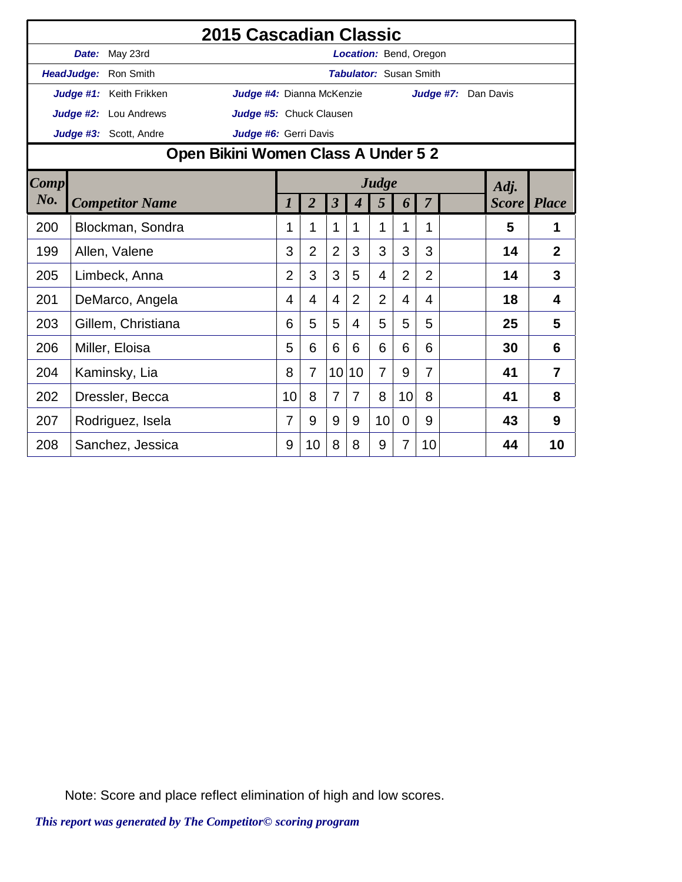# 2015 Cascadian Classic

**Date:** May 23rd | **Location:** Bend, Oregon

**HeadJudge:** Ron Smith | **Tabulator:** Susan Smith

**Judge #1:** Keith Frikken | **Judge #4:** Dianna McKenzie | **Judge #7:** Dan Davis

**Judge #2:** Lou Andrews | **Judge #5:** Chuck Clausen

**Judge #3:** Scott, Andre | **Judge #6:** Gerri Davis

## Open Bikini Women Class A Under 5 2

| Comp No. | Competitor Name | Judge 1 | 2 | 3 | 4 | 5 | 6 | 7 | | Adj. Score | Place |
|---|---|---|---|---|---|---|---|---|---|---|---|
| 200 | Blockman, Sondra | 1 | 1 | 1 | 1 | 1 | 1 | 1 | | **5** | **1** |
| 199 | Allen, Valene | 3 | 2 | 2 | 3 | 3 | 3 | 3 | | **14** | **2** |
| 205 | Limbeck, Anna | 2 | 3 | 3 | 5 | 4 | 2 | 2 | | **14** | **3** |
| 201 | DeMarco, Angela | 4 | 4 | 4 | 2 | 2 | 4 | 4 | | **18** | **4** |
| 203 | Gillem, Christiana | 6 | 5 | 5 | 4 | 5 | 5 | 5 | | **25** | **5** |
| 206 | Miller, Eloisa | 5 | 6 | 6 | 6 | 6 | 6 | 6 | | **30** | **6** |
| 204 | Kaminsky, Lia | 8 | 7 | 10 | 10 | 7 | 9 | 7 | | **41** | **7** |
| 202 | Dressler, Becca | 10 | 8 | 7 | 7 | 8 | 10 | 8 | | **41** | **8** |
| 207 | Rodriguez, Isela | 7 | 9 | 9 | 9 | 10 | 0 | 9 | | **43** | **9** |
| 208 | Sanchez, Jessica | 9 | 10 | 8 | 8 | 9 | 7 | 10 | | **44** | **10** |

Note: Score and place reflect elimination of high and low scores.

*This report was generated by The Competitor© scoring program*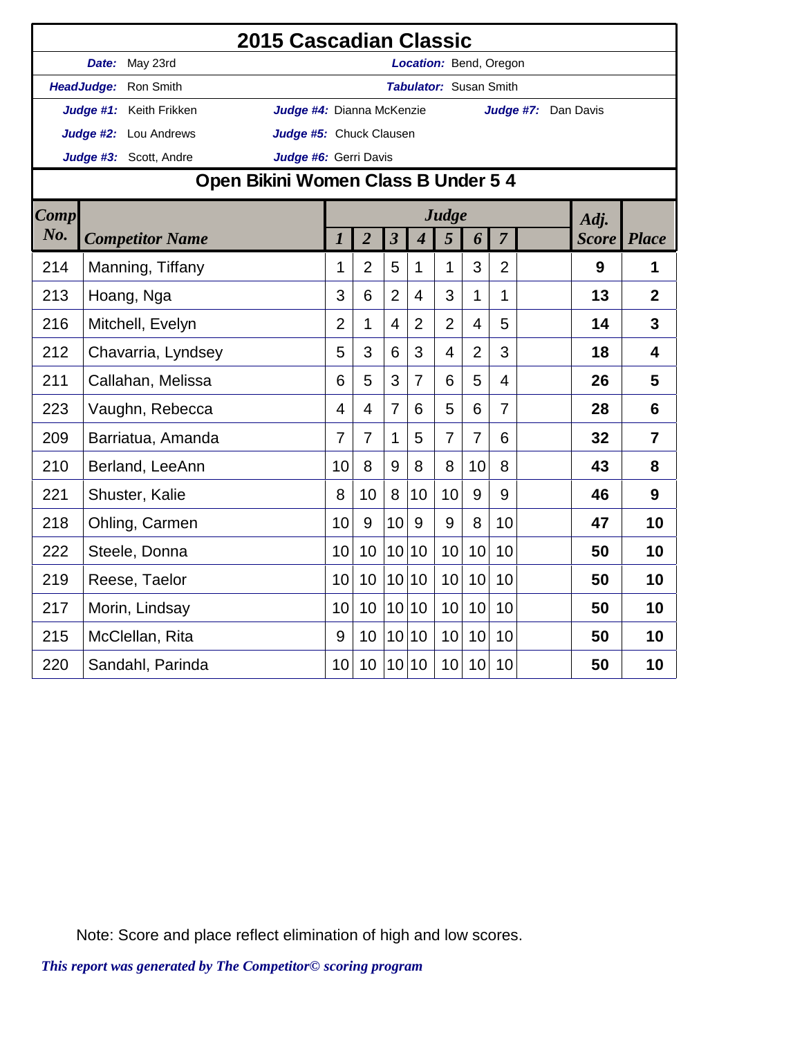# 2015 Cascadian Classic

**Date:** May 23rd | **Location:** Bend, Oregon

**HeadJudge:** Ron Smith | **Tabulator:** Susan Smith

**Judge #1:** Keith Frikken | **Judge #4:** Dianna McKenzie | **Judge #7:** Dan Davis

**Judge #2:** Lou Andrews | **Judge #5:** Chuck Clausen

**Judge #3:** Scott, Andre | **Judge #6:** Gerri Davis

## Open Bikini Women Class B Under 5 4

| Comp No. | Competitor Name | Judge 1 | 2 | 3 | 4 | 5 | 6 | 7 | | Adj. Score | Place |
|---|---|---|---|---|---|---|---|---|---|---|---|
| 214 | Manning, Tiffany | 1 | 2 | 5 | 1 | 1 | 3 | 2 | | 9 | 1 |
| 213 | Hoang, Nga | 3 | 6 | 2 | 4 | 3 | 1 | 1 | | 13 | 2 |
| 216 | Mitchell, Evelyn | 2 | 1 | 4 | 2 | 2 | 4 | 5 | | 14 | 3 |
| 212 | Chavarria, Lyndsey | 5 | 3 | 6 | 3 | 4 | 2 | 3 | | 18 | 4 |
| 211 | Callahan, Melissa | 6 | 5 | 3 | 7 | 6 | 5 | 4 | | 26 | 5 |
| 223 | Vaughn, Rebecca | 4 | 4 | 7 | 6 | 5 | 6 | 7 | | 28 | 6 |
| 209 | Barriatua, Amanda | 7 | 7 | 1 | 5 | 7 | 7 | 6 | | 32 | 7 |
| 210 | Berland, LeeAnn | 10 | 8 | 9 | 8 | 8 | 10 | 8 | | 43 | 8 |
| 221 | Shuster, Kalie | 8 | 10 | 8 | 10 | 10 | 9 | 9 | | 46 | 9 |
| 218 | Ohling, Carmen | 10 | 9 | 10 | 9 | 9 | 8 | 10 | | 47 | 10 |
| 222 | Steele, Donna | 10 | 10 | 10 | 10 | 10 | 10 | 10 | | 50 | 10 |
| 219 | Reese, Taelor | 10 | 10 | 10 | 10 | 10 | 10 | 10 | | 50 | 10 |
| 217 | Morin, Lindsay | 10 | 10 | 10 | 10 | 10 | 10 | 10 | | 50 | 10 |
| 215 | McClellan, Rita | 9 | 10 | 10 | 10 | 10 | 10 | 10 | | 50 | 10 |
| 220 | Sandahl, Parinda | 10 | 10 | 10 | 10 | 10 | 10 | 10 | | 50 | 10 |

Note: Score and place reflect elimination of high and low scores.

*This report was generated by The Competitor© scoring program*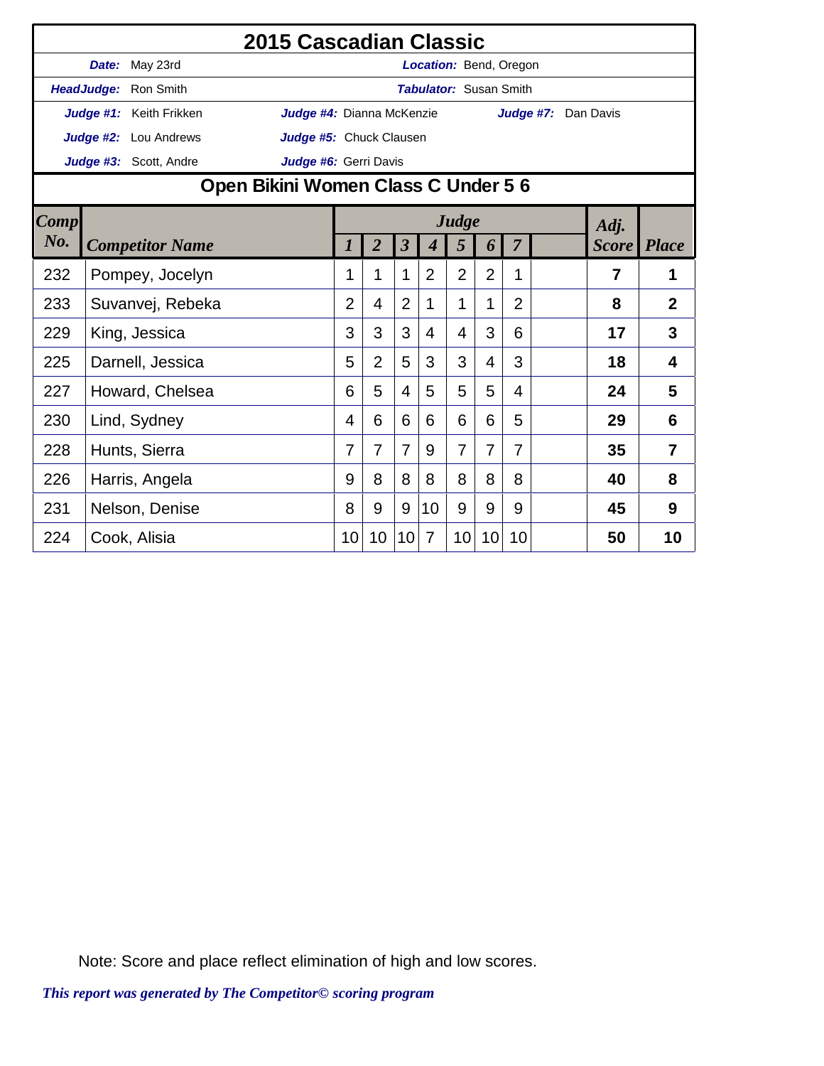# 2015 Cascadian Classic

| | | | |
|---|---|---|---|
| ***Date:*** May 23rd | | ***Location:*** Bend, Oregon | |
| ***HeadJudge:*** Ron Smith | | ***Tabulator:*** Susan Smith | |
| ***Judge #1:*** Keith Frikken | ***Judge #4:*** Dianna McKenzie | ***Judge #7:*** Dan Davis | |
| ***Judge #2:*** Lou Andrews | ***Judge #5:*** Chuck Clausen | | |
| ***Judge #3:*** Scott, Andre | ***Judge #6:*** Gerri Davis | | |

## Open Bikini Women Class C Under 5 6

| Comp No. | Competitor Name | Judge 1 | 2 | 3 | 4 | 5 | 6 | 7 | | Adj. Score | Place |
|---|---|---|---|---|---|---|---|---|---|---|---|
| 232 | Pompey, Jocelyn | 1 | 1 | 1 | 2 | 2 | 2 | 1 | | **7** | **1** |
| 233 | Suvanvej, Rebeka | 2 | 4 | 2 | 1 | 1 | 1 | 2 | | **8** | **2** |
| 229 | King, Jessica | 3 | 3 | 3 | 4 | 4 | 3 | 6 | | **17** | **3** |
| 225 | Darnell, Jessica | 5 | 2 | 5 | 3 | 3 | 4 | 3 | | **18** | **4** |
| 227 | Howard, Chelsea | 6 | 5 | 4 | 5 | 5 | 5 | 4 | | **24** | **5** |
| 230 | Lind, Sydney | 4 | 6 | 6 | 6 | 6 | 6 | 5 | | **29** | **6** |
| 228 | Hunts, Sierra | 7 | 7 | 7 | 9 | 7 | 7 | 7 | | **35** | **7** |
| 226 | Harris, Angela | 9 | 8 | 8 | 8 | 8 | 8 | 8 | | **40** | **8** |
| 231 | Nelson, Denise | 8 | 9 | 9 | 10 | 9 | 9 | 9 | | **45** | **9** |
| 224 | Cook, Alisia | 10 | 10 | 10 | 7 | 10 | 10 | 10 | | **50** | **10** |

Note: Score and place reflect elimination of high and low scores.

***This report was generated by The Competitor© scoring program***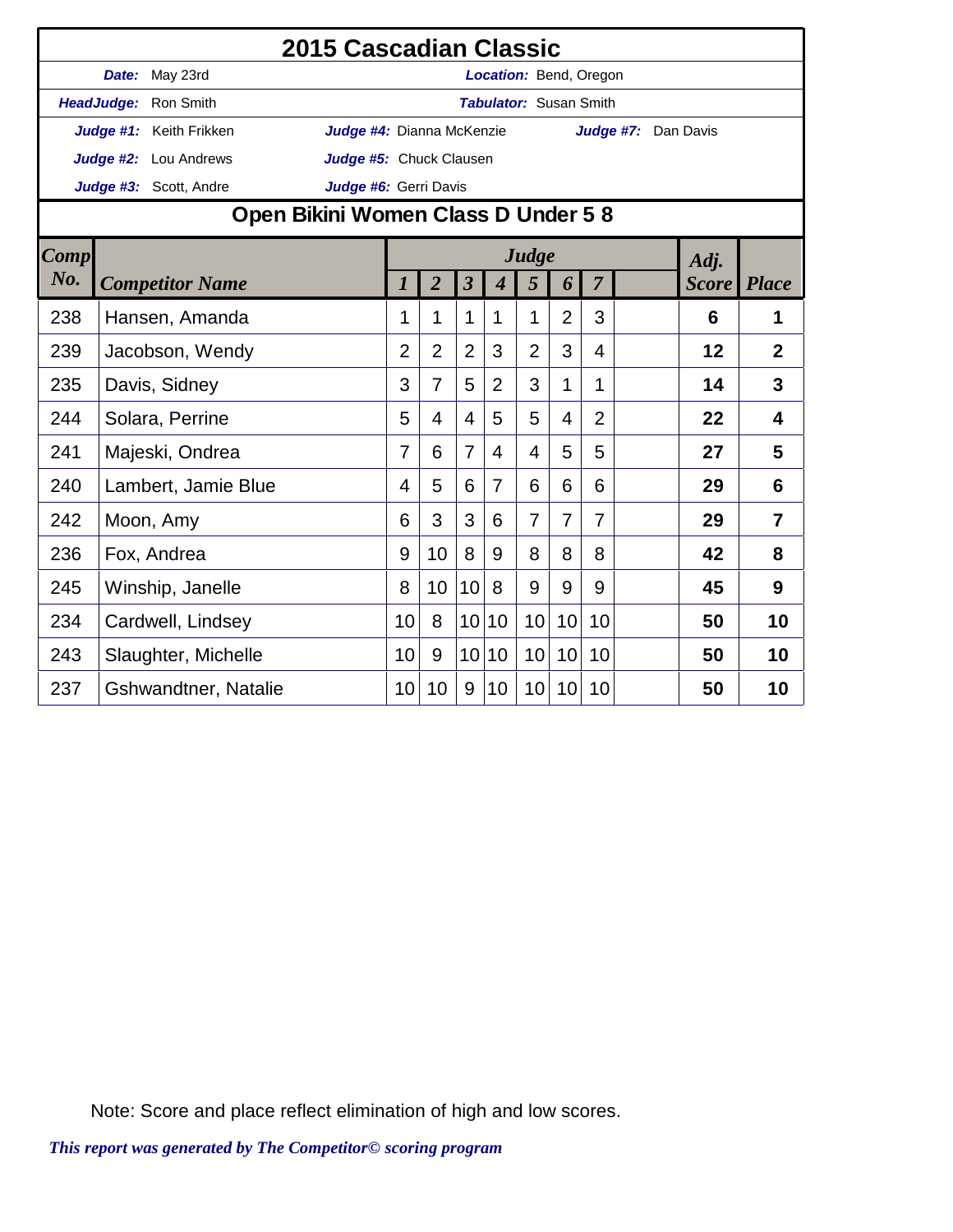# 2015 Cascadian Classic

| | | | |
|---|---|---|---|
| ***Date:*** May 23rd | | ***Location:*** Bend, Oregon | |
| ***HeadJudge:*** Ron Smith | | ***Tabulator:*** Susan Smith | |
| ***Judge #1:*** Keith Frikken | ***Judge #4:*** Dianna McKenzie | ***Judge #7:*** Dan Davis | |
| ***Judge #2:*** Lou Andrews | ***Judge #5:*** Chuck Clausen | | |
| ***Judge #3:*** Scott, Andre | ***Judge #6:*** Gerri Davis | | |

## Open Bikini Women Class D Under 5 8

| *Comp No.* | *Competitor Name* | *Judge* 1 | 2 | 3 | 4 | 5 | 6 | 7 | | *Adj. Score* | *Place* |
|---|---|---|---|---|---|---|---|---|---|---|---|
| 238 | Hansen, Amanda | 1 | 1 | 1 | 1 | 1 | 2 | 3 | | **6** | **1** |
| 239 | Jacobson, Wendy | 2 | 2 | 2 | 3 | 2 | 3 | 4 | | **12** | **2** |
| 235 | Davis, Sidney | 3 | 7 | 5 | 2 | 3 | 1 | 1 | | **14** | **3** |
| 244 | Solara, Perrine | 5 | 4 | 4 | 5 | 5 | 4 | 2 | | **22** | **4** |
| 241 | Majeski, Ondrea | 7 | 6 | 7 | 4 | 4 | 5 | 5 | | **27** | **5** |
| 240 | Lambert, Jamie Blue | 4 | 5 | 6 | 7 | 6 | 6 | 6 | | **29** | **6** |
| 242 | Moon, Amy | 6 | 3 | 3 | 6 | 7 | 7 | 7 | | **29** | **7** |
| 236 | Fox, Andrea | 9 | 10 | 8 | 9 | 8 | 8 | 8 | | **42** | **8** |
| 245 | Winship, Janelle | 8 | 10 | 10 | 8 | 9 | 9 | 9 | | **45** | **9** |
| 234 | Cardwell, Lindsey | 10 | 8 | 10 | 10 | 10 | 10 | 10 | | **50** | **10** |
| 243 | Slaughter, Michelle | 10 | 9 | 10 | 10 | 10 | 10 | 10 | | **50** | **10** |
| 237 | Gshwandtner, Natalie | 10 | 10 | 9 | 10 | 10 | 10 | 10 | | **50** | **10** |

Note: Score and place reflect elimination of high and low scores.

*This report was generated by The Competitor© scoring program*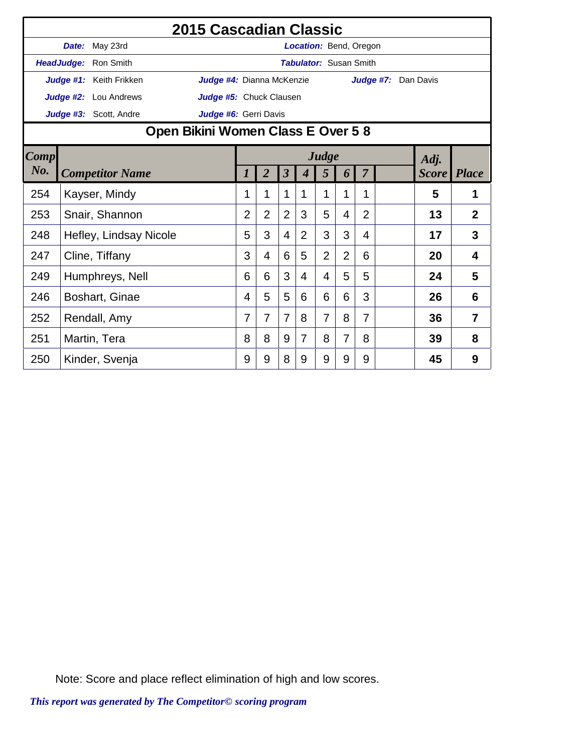# 2015 Cascadian Classic

**Date:** May 23rd **Location:** Bend, Oregon

**HeadJudge:** Ron Smith **Tabulator:** Susan Smith

**Judge #1:** Keith Frikken **Judge #4:** Dianna McKenzie **Judge #7:** Dan Davis

**Judge #2:** Lou Andrews **Judge #5:** Chuck Clausen

**Judge #3:** Scott, Andre **Judge #6:** Gerri Davis

## Open Bikini Women Class E Over 5 8

| Comp No. | Competitor Name | Judge 1 | 2 | 3 | 4 | 5 | 6 | 7 | | Adj. Score | Place |
|---|---|---|---|---|---|---|---|---|---|---|---|
| 254 | Kayser, Mindy | 1 | 1 | 1 | 1 | 1 | 1 | 1 | | **5** | **1** |
| 253 | Snair, Shannon | 2 | 2 | 2 | 3 | 5 | 4 | 2 | | **13** | **2** |
| 248 | Hefley, Lindsay Nicole | 5 | 3 | 4 | 2 | 3 | 3 | 4 | | **17** | **3** |
| 247 | Cline, Tiffany | 3 | 4 | 6 | 5 | 2 | 2 | 6 | | **20** | **4** |
| 249 | Humphreys, Nell | 6 | 6 | 3 | 4 | 4 | 5 | 5 | | **24** | **5** |
| 246 | Boshart, Ginae | 4 | 5 | 5 | 6 | 6 | 6 | 3 | | **26** | **6** |
| 252 | Rendall, Amy | 7 | 7 | 7 | 8 | 7 | 8 | 7 | | **36** | **7** |
| 251 | Martin, Tera | 8 | 8 | 9 | 7 | 8 | 7 | 8 | | **39** | **8** |
| 250 | Kinder, Svenja | 9 | 9 | 8 | 9 | 9 | 9 | 9 | | **45** | **9** |

Note: Score and place reflect elimination of high and low scores.

*This report was generated by The Competitor© scoring program*